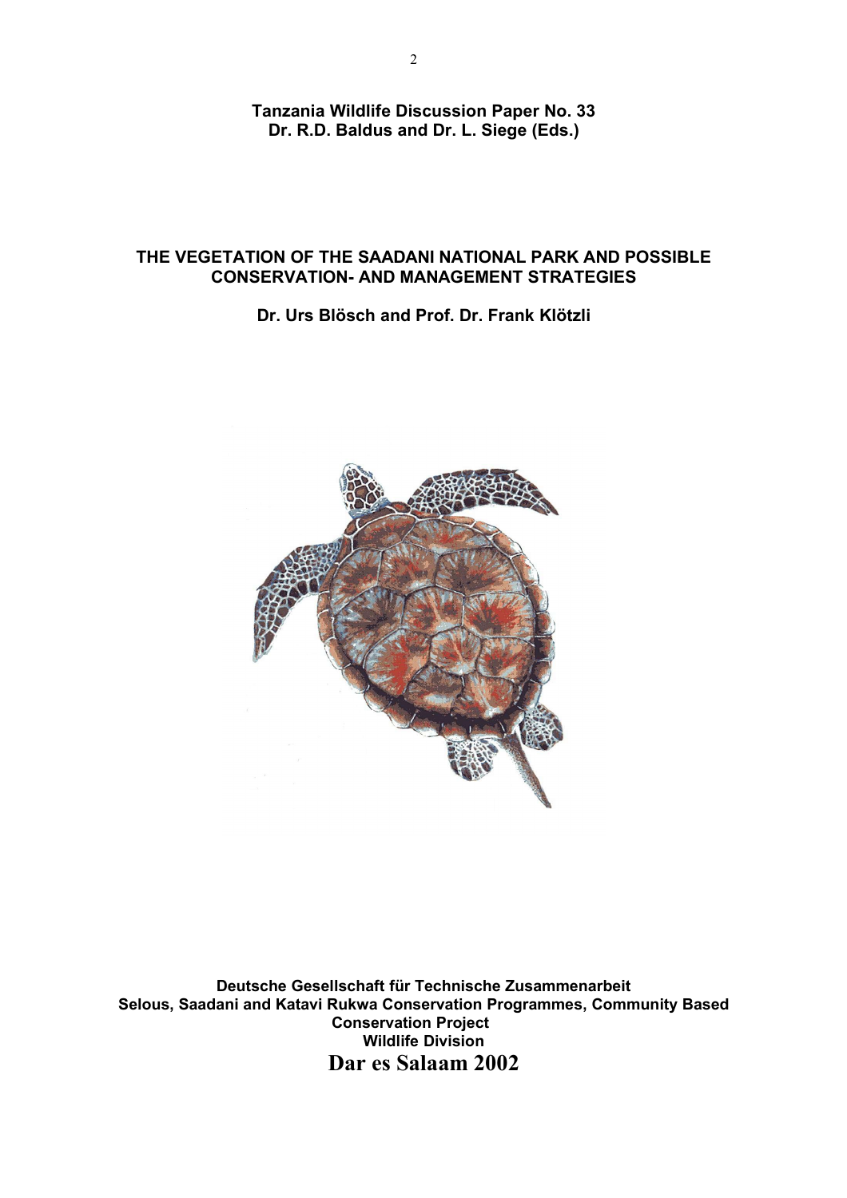**Tanzania Wildlife Discussion Paper No. 33**
**Dr. R.D. Baldus and Dr. L. Siege (Eds.)**

# THE VEGETATION OF THE SAADANI NATIONAL PARK AND POSSIBLE CONSERVATION- AND MANAGEMENT STRATEGIES

**Dr. Urs Blösch and Prof. Dr. Frank Klötzli**

**Deutsche Gesellschaft für Technische Zusammenarbeit**
**Selous, Saadani and Katavi Rukwa Conservation Programmes, Community Based Conservation Project**
**Wildlife Division**
**Dar es Salaam 2002**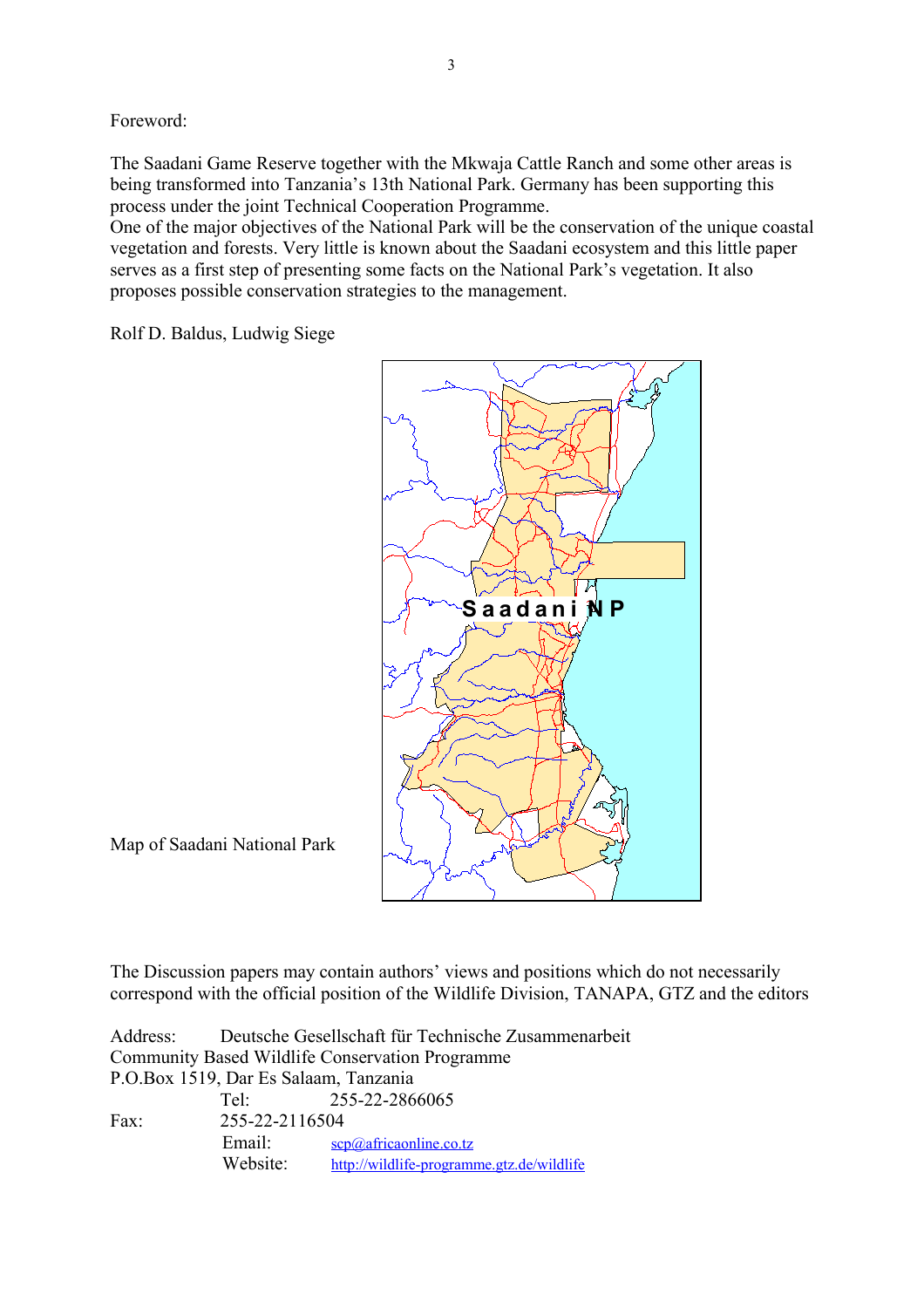Foreword:

The Saadani Game Reserve together with the Mkwaja Cattle Ranch and some other areas is being transformed into Tanzania's 13th National Park. Germany has been supporting this process under the joint Technical Cooperation Programme.
One of the major objectives of the National Park will be the conservation of the unique coastal vegetation and forests. Very little is known about the Saadani ecosystem and this little paper serves as a first step of presenting some facts on the National Park's vegetation. It also proposes possible conservation strategies to the management.

Rolf D. Baldus, Ludwig Siege

Map of Saadani National Park

The Discussion papers may contain authors' views and positions which do not necessarily correspond with the official position of the Wildlife Division, TANAPA, GTZ and the editors

Address: Deutsche Gesellschaft für Technische Zusammenarbeit
Community Based Wildlife Conservation Programme
P.O.Box 1519, Dar Es Salaam, Tanzania
Tel: 255-22-2866065
Fax: 255-22-2116504
Email: scp@africaonline.co.tz
Website: http://wildlife-programme.gtz.de/wildlife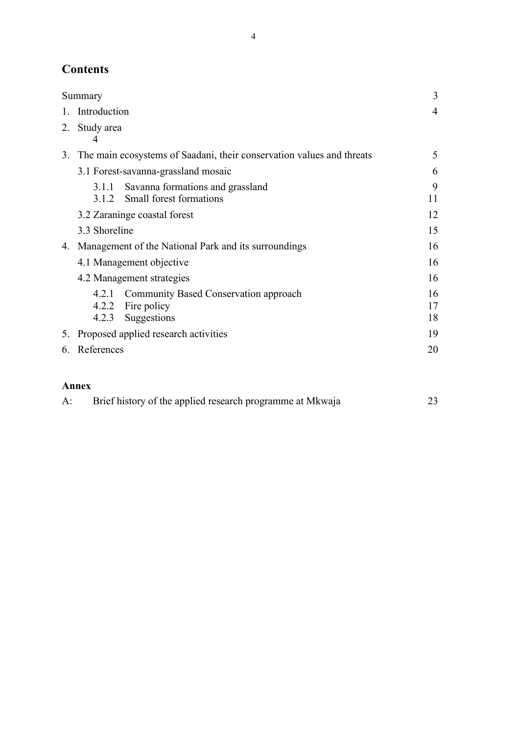## Contents

| | |
|---|---|
| Summary | 3 |
| 1. Introduction | 4 |
| 2. Study area | 4 |
| 3. The main ecosystems of Saadani, their conservation values and threats | 5 |
| 3.1 Forest-savanna-grassland mosaic | 6 |
| 3.1.1 Savanna formations and grassland | 9 |
| 3.1.2 Small forest formations | 11 |
| 3.2 Zaraninge coastal forest | 12 |
| 3.3 Shoreline | 15 |
| 4. Management of the National Park and its surroundings | 16 |
| 4.1 Management objective | 16 |
| 4.2 Management strategies | 16 |
| 4.2.1 Community Based Conservation approach | 16 |
| 4.2.2 Fire policy | 17 |
| 4.2.3 Suggestions | 18 |
| 5. Proposed applied research activities | 19 |
| 6. References | 20 |

**Annex**

| | |
|---|---|
| A: Brief history of the applied research programme at Mkwaja | 23 |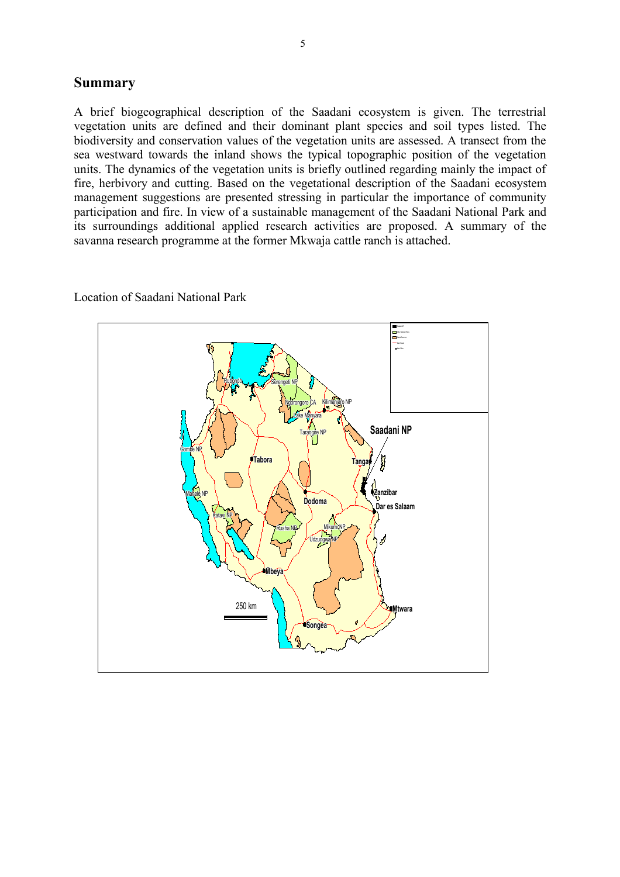## Summary

A brief biogeographical description of the Saadani ecosystem is given. The terrestrial vegetation units are defined and their dominant plant species and soil types listed. The biodiversity and conservation values of the vegetation units are assessed. A transect from the sea westward towards the inland shows the typical topographic position of the vegetation units. The dynamics of the vegetation units is briefly outlined regarding mainly the impact of fire, herbivory and cutting. Based on the vegetational description of the Saadani ecosystem management suggestions are presented stressing in particular the importance of community participation and fire. In view of a sustainable management of the Saadani National Park and its surroundings additional applied research activities are proposed. A summary of the savanna research programme at the former Mkwaja cattle ranch is attached.

Location of Saadani National Park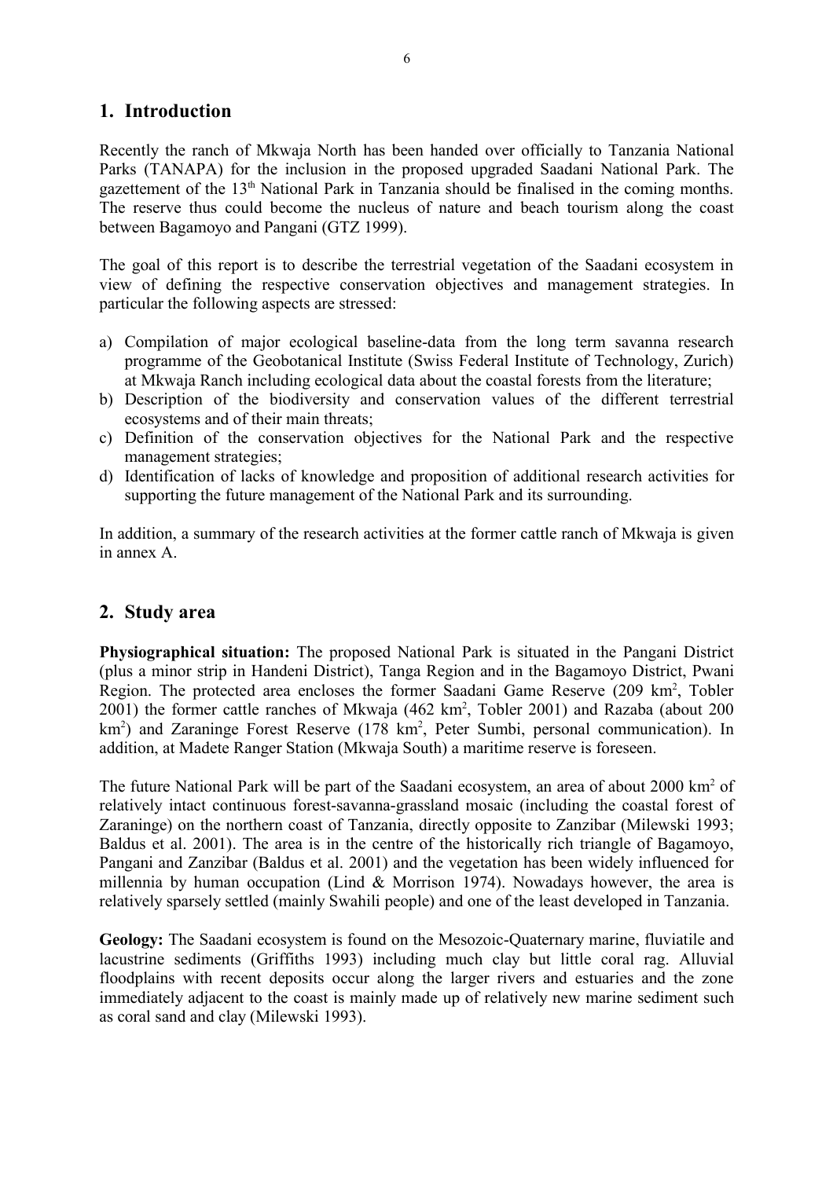## 1. Introduction

Recently the ranch of Mkwaja North has been handed over officially to Tanzania National Parks (TANAPA) for the inclusion in the proposed upgraded Saadani National Park. The gazettement of the 13th National Park in Tanzania should be finalised in the coming months. The reserve thus could become the nucleus of nature and beach tourism along the coast between Bagamoyo and Pangani (GTZ 1999).

The goal of this report is to describe the terrestrial vegetation of the Saadani ecosystem in view of defining the respective conservation objectives and management strategies. In particular the following aspects are stressed:

a) Compilation of major ecological baseline-data from the long term savanna research programme of the Geobotanical Institute (Swiss Federal Institute of Technology, Zurich) at Mkwaja Ranch including ecological data about the coastal forests from the literature;
b) Description of the biodiversity and conservation values of the different terrestrial ecosystems and of their main threats;
c) Definition of the conservation objectives for the National Park and the respective management strategies;
d) Identification of lacks of knowledge and proposition of additional research activities for supporting the future management of the National Park and its surrounding.

In addition, a summary of the research activities at the former cattle ranch of Mkwaja is given in annex A.

## 2. Study area

**Physiographical situation:** The proposed National Park is situated in the Pangani District (plus a minor strip in Handeni District), Tanga Region and in the Bagamoyo District, Pwani Region. The protected area encloses the former Saadani Game Reserve (209 km$^2$, Tobler 2001) the former cattle ranches of Mkwaja (462 km$^2$, Tobler 2001) and Razaba (about 200 km$^2$) and Zaraninge Forest Reserve (178 km$^2$, Peter Sumbi, personal communication). In addition, at Madete Ranger Station (Mkwaja South) a maritime reserve is foreseen.

The future National Park will be part of the Saadani ecosystem, an area of about 2000 km$^2$ of relatively intact continuous forest-savanna-grassland mosaic (including the coastal forest of Zaraninge) on the northern coast of Tanzania, directly opposite to Zanzibar (Milewski 1993; Baldus et al. 2001). The area is in the centre of the historically rich triangle of Bagamoyo, Pangani and Zanzibar (Baldus et al. 2001) and the vegetation has been widely influenced for millennia by human occupation (Lind & Morrison 1974). Nowadays however, the area is relatively sparsely settled (mainly Swahili people) and one of the least developed in Tanzania.

**Geology:** The Saadani ecosystem is found on the Mesozoic-Quaternary marine, fluviatile and lacustrine sediments (Griffiths 1993) including much clay but little coral rag. Alluvial floodplains with recent deposits occur along the larger rivers and estuaries and the zone immediately adjacent to the coast is mainly made up of relatively new marine sediment such as coral sand and clay (Milewski 1993).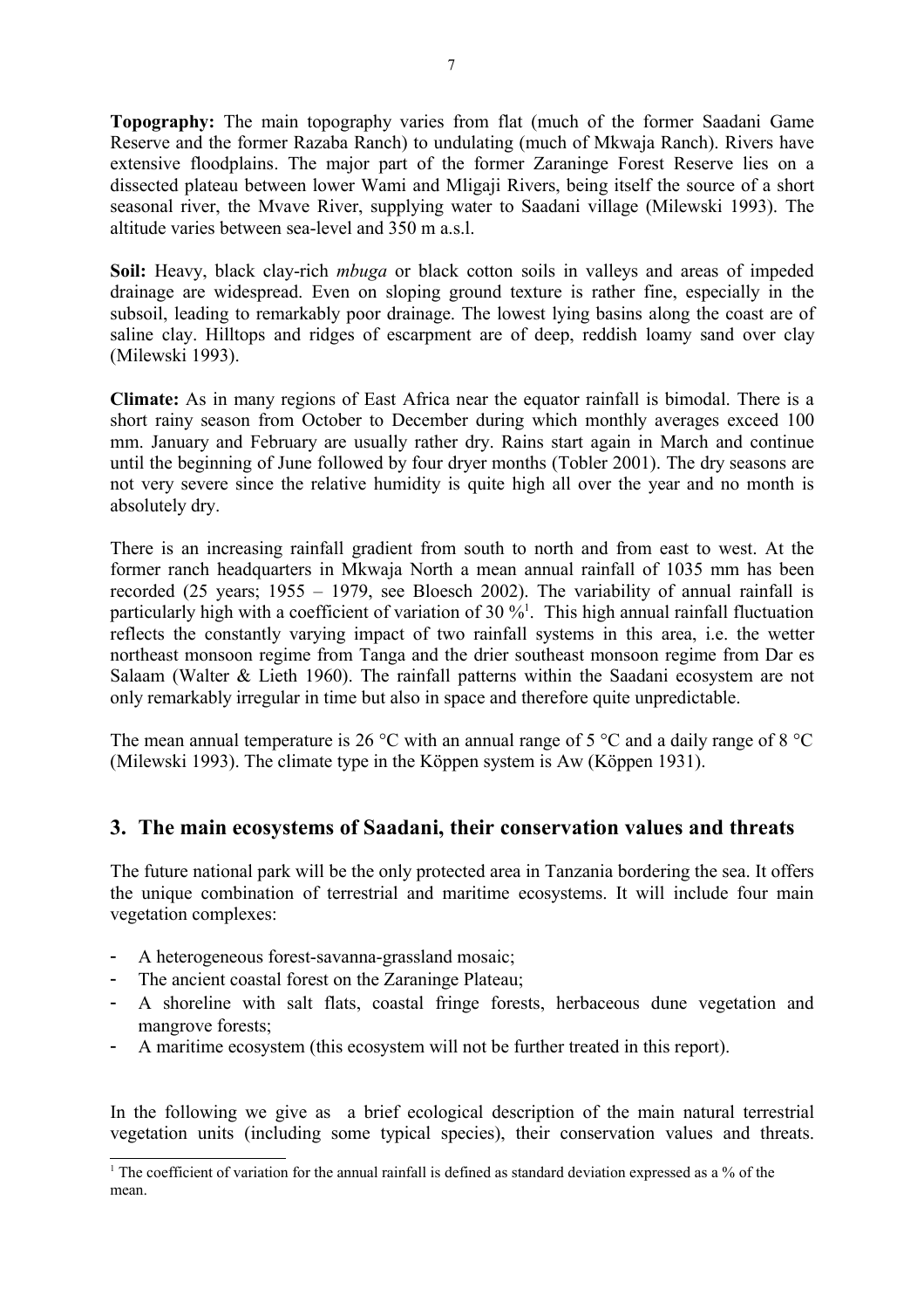**Topography:** The main topography varies from flat (much of the former Saadani Game Reserve and the former Razaba Ranch) to undulating (much of Mkwaja Ranch). Rivers have extensive floodplains. The major part of the former Zaraninge Forest Reserve lies on a dissected plateau between lower Wami and Mligaji Rivers, being itself the source of a short seasonal river, the Mvave River, supplying water to Saadani village (Milewski 1993). The altitude varies between sea-level and 350 m a.s.l.

**Soil:** Heavy, black clay-rich *mbuga* or black cotton soils in valleys and areas of impeded drainage are widespread. Even on sloping ground texture is rather fine, especially in the subsoil, leading to remarkably poor drainage. The lowest lying basins along the coast are of saline clay. Hilltops and ridges of escarpment are of deep, reddish loamy sand over clay (Milewski 1993).

**Climate:** As in many regions of East Africa near the equator rainfall is bimodal. There is a short rainy season from October to December during which monthly averages exceed 100 mm. January and February are usually rather dry. Rains start again in March and continue until the beginning of June followed by four dryer months (Tobler 2001). The dry seasons are not very severe since the relative humidity is quite high all over the year and no month is absolutely dry.

There is an increasing rainfall gradient from south to north and from east to west. At the former ranch headquarters in Mkwaja North a mean annual rainfall of 1035 mm has been recorded (25 years; 1955 – 1979, see Bloesch 2002). The variability of annual rainfall is particularly high with a coefficient of variation of 30 %[1]. This high annual rainfall fluctuation reflects the constantly varying impact of two rainfall systems in this area, i.e. the wetter northeast monsoon regime from Tanga and the drier southeast monsoon regime from Dar es Salaam (Walter & Lieth 1960). The rainfall patterns within the Saadani ecosystem are not only remarkably irregular in time but also in space and therefore quite unpredictable.

The mean annual temperature is 26 °C with an annual range of 5 °C and a daily range of 8 °C (Milewski 1993). The climate type in the Köppen system is Aw (Köppen 1931).

## 3. The main ecosystems of Saadani, their conservation values and threats

The future national park will be the only protected area in Tanzania bordering the sea. It offers the unique combination of terrestrial and maritime ecosystems. It will include four main vegetation complexes:

- A heterogeneous forest-savanna-grassland mosaic;
- The ancient coastal forest on the Zaraninge Plateau;
- A shoreline with salt flats, coastal fringe forests, herbaceous dune vegetation and mangrove forests;
- A maritime ecosystem (this ecosystem will not be further treated in this report).

In the following we give as a brief ecological description of the main natural terrestrial vegetation units (including some typical species), their conservation values and threats.

[1] The coefficient of variation for the annual rainfall is defined as standard deviation expressed as a % of the mean.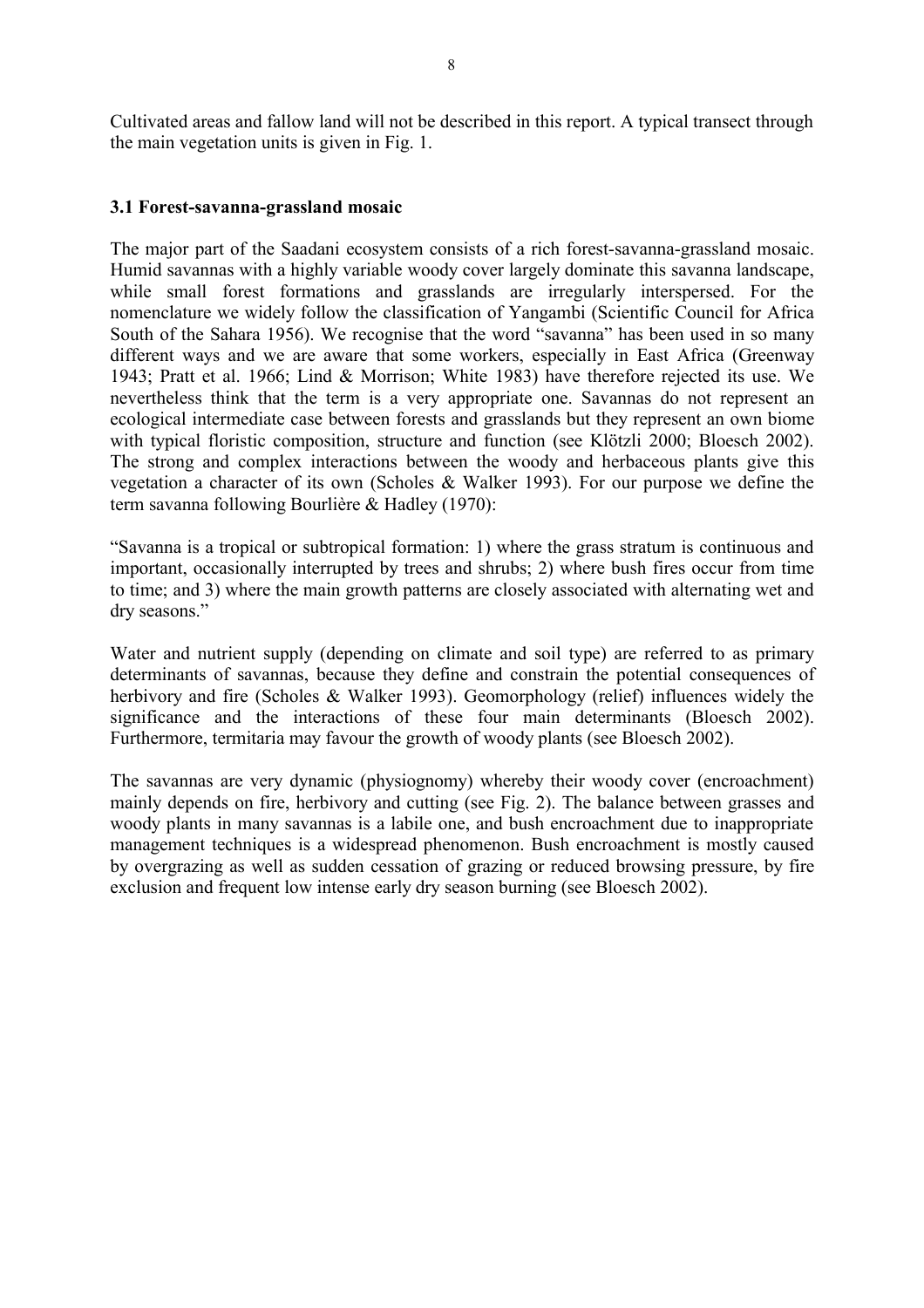Cultivated areas and fallow land will not be described in this report. A typical transect through the main vegetation units is given in Fig. 1.

### 3.1 Forest-savanna-grassland mosaic

The major part of the Saadani ecosystem consists of a rich forest-savanna-grassland mosaic. Humid savannas with a highly variable woody cover largely dominate this savanna landscape, while small forest formations and grasslands are irregularly interspersed. For the nomenclature we widely follow the classification of Yangambi (Scientific Council for Africa South of the Sahara 1956). We recognise that the word "savanna" has been used in so many different ways and we are aware that some workers, especially in East Africa (Greenway 1943; Pratt et al. 1966; Lind & Morrison; White 1983) have therefore rejected its use. We nevertheless think that the term is a very appropriate one. Savannas do not represent an ecological intermediate case between forests and grasslands but they represent an own biome with typical floristic composition, structure and function (see Klötzli 2000; Bloesch 2002). The strong and complex interactions between the woody and herbaceous plants give this vegetation a character of its own (Scholes & Walker 1993). For our purpose we define the term savanna following Bourlière & Hadley (1970):

"Savanna is a tropical or subtropical formation: 1) where the grass stratum is continuous and important, occasionally interrupted by trees and shrubs; 2) where bush fires occur from time to time; and 3) where the main growth patterns are closely associated with alternating wet and dry seasons."

Water and nutrient supply (depending on climate and soil type) are referred to as primary determinants of savannas, because they define and constrain the potential consequences of herbivory and fire (Scholes & Walker 1993). Geomorphology (relief) influences widely the significance and the interactions of these four main determinants (Bloesch 2002). Furthermore, termitaria may favour the growth of woody plants (see Bloesch 2002).

The savannas are very dynamic (physiognomy) whereby their woody cover (encroachment) mainly depends on fire, herbivory and cutting (see Fig. 2). The balance between grasses and woody plants in many savannas is a labile one, and bush encroachment due to inappropriate management techniques is a widespread phenomenon. Bush encroachment is mostly caused by overgrazing as well as sudden cessation of grazing or reduced browsing pressure, by fire exclusion and frequent low intense early dry season burning (see Bloesch 2002).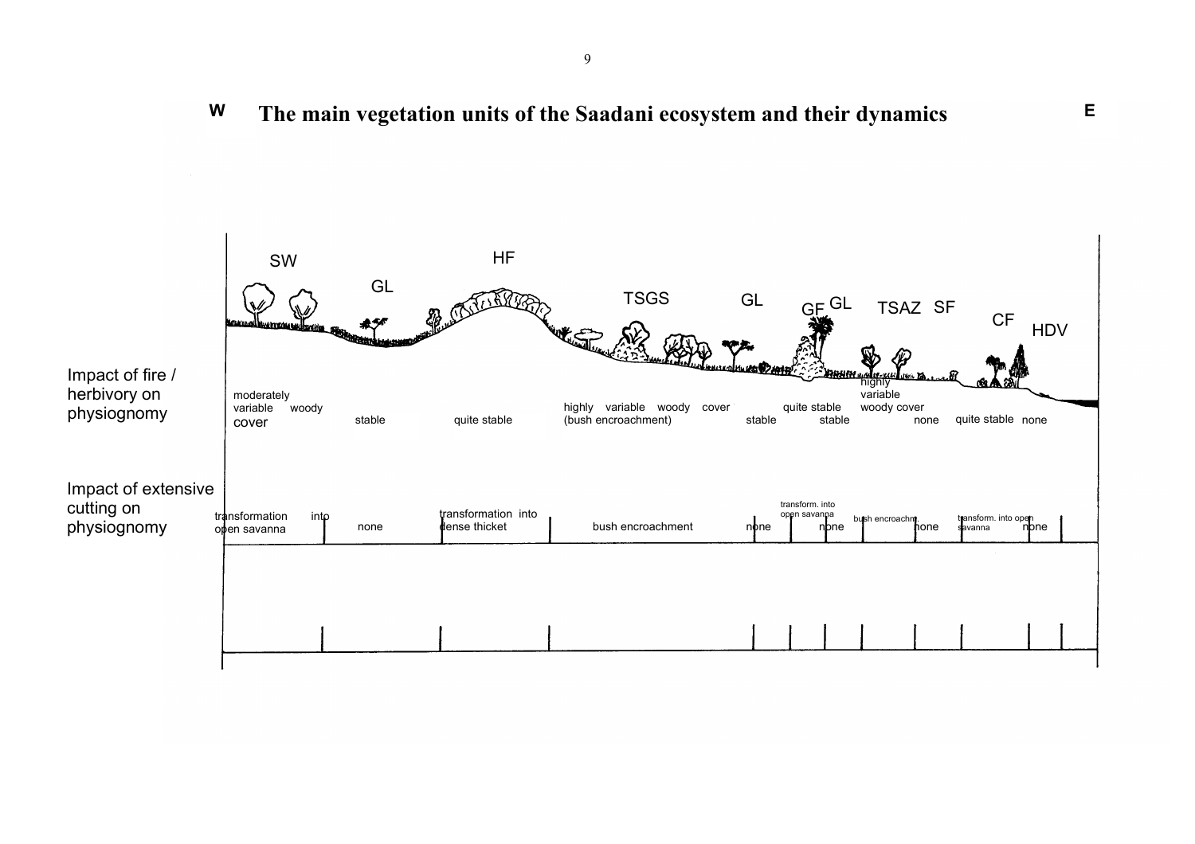# The main vegetation units of the Saadani ecosystem and their dynamics

W — E

| | SW | GL | HF | TSGS | GL | GF | GL | TSAZ | SF | CF | HDV |
|---|---|---|---|---|---|---|---|---|---|---|---|
| Impact of fire / herbivory on physiognomy | moderately variable woody cover | stable | quite stable | highly variable woody cover (bush encroachment) | stable | quite stable | stable | highly variable woody cover | none | quite stable | none |
| Impact of extensive cutting on physiognomy | transformation into open savanna | none | transformation into dense thicket | bush encroachment | none | transform. into open savanna | none | bush encroachm. | none | transform. into open savanna | none |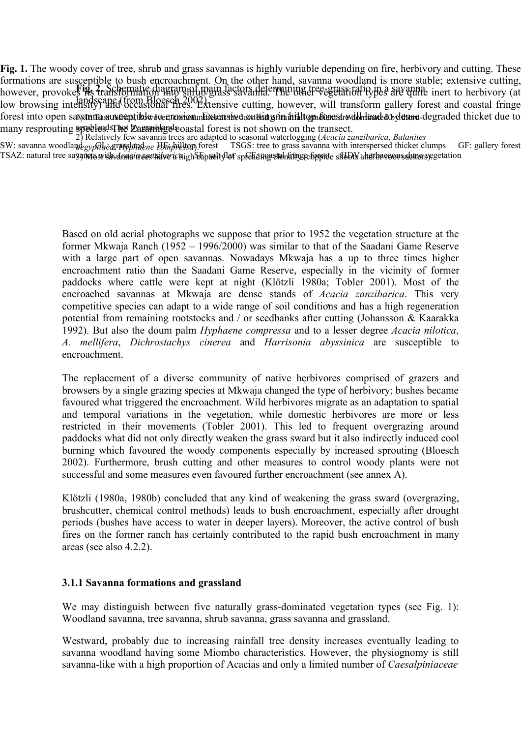**Fig. 1.** The woody cover of tree, shrub and grass savannas is highly variable depending on fire, herbivory and cutting. These formations are susceptible to bush encroachment. On the other hand, savanna woodland is more stable; extensive cutting, however, provokes its transformation into shrub/grass savanna. The other vegetation types are quite inert to herbivory (at low browsing intensity) and occasional fires. Extensive cutting, however, will transform gallery forest and coastal fringe forest into open savanna susceptible to erosion. Extensive cutting in hilltop forest will lead to dense degraded thicket due to many resprouting species. The Zaraninge coastal forest is not shown on the transect.

SW: savanna woodland GL: grassland HF: hilltop forest TSGS: tree to grass savanna with interspersed thicket clumps GF: gallery forest TSAZ: natural tree savanna with *Acacia zanzibarica* SF: salt flat CF: coastal fringe forest HDV: herbaceous dune vegetation

**Fig. 2.** Schematic diagram of main factors determining tree-grass ratio in a savanna landscape (from Bloesch 2002).

1) In East Africa, however, communities at the cool end of rainfall gradient are dominated by thorn-scrublands not by grasslands.
2) Relatively few savanna trees are adapted to seasonal waterlogging (*Acacia zanzibarica*, *Balanites aegyptiaca*, *Hyphaene compressa*).
3) Most savanna trees have a high capacity of spreading clonally (coppice shoots and/or root suckers).

Based on old aerial photographs we suppose that prior to 1952 the vegetation structure at the former Mkwaja Ranch (1952 – 1996/2000) was similar to that of the Saadani Game Reserve with a large part of open savannas. Nowadays Mkwaja has a up to three times higher encroachment ratio than the Saadani Game Reserve, especially in the vicinity of former paddocks where cattle were kept at night (Klötzli 1980a; Tobler 2001). Most of the encroached savannas at Mkwaja are dense stands of *Acacia zanzibarica*. This very competitive species can adapt to a wide range of soil conditions and has a high regeneration potential from remaining rootstocks and / or seedbanks after cutting (Johansson & Kaarakka 1992). But also the doum palm *Hyphaene compressa* and to a lesser degree *Acacia nilotica*, *A. mellifera*, *Dichrostachys cinerea* and *Harrisonia abyssinica* are susceptible to encroachment.

The replacement of a diverse community of native herbivores comprised of grazers and browsers by a single grazing species at Mkwaja changed the type of herbivory; bushes became favoured what triggered the encroachment. Wild herbivores migrate as an adaptation to spatial and temporal variations in the vegetation, while domestic herbivores are more or less restricted in their movements (Tobler 2001). This led to frequent overgrazing around paddocks what did not only directly weaken the grass sward but it also indirectly induced cool burning which favoured the woody components especially by increased sprouting (Bloesch 2002). Furthermore, brush cutting and other measures to control woody plants were not successful and some measures even favoured further encroachment (see annex A).

Klötzli (1980a, 1980b) concluded that any kind of weakening the grass sward (overgrazing, brushcutter, chemical control methods) leads to bush encroachment, especially after drought periods (bushes have access to water in deeper layers). Moreover, the active control of bush fires on the former ranch has certainly contributed to the rapid bush encroachment in many areas (see also 4.2.2).

### 3.1.1 Savanna formations and grassland

We may distinguish between five naturally grass-dominated vegetation types (see Fig. 1): Woodland savanna, tree savanna, shrub savanna, grass savanna and grassland.

Westward, probably due to increasing rainfall tree density increases eventually leading to savanna woodland having some Miombo characteristics. However, the physiognomy is still savanna-like with a high proportion of Acacias and only a limited number of *Caesalpiniaceae*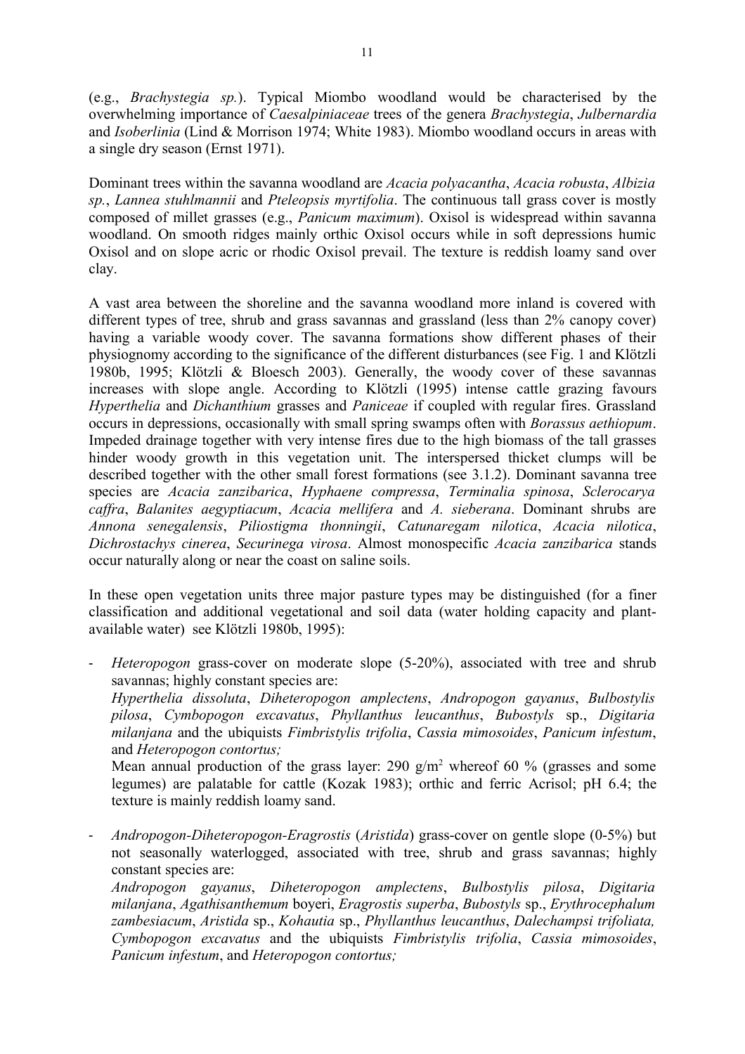(e.g., *Brachystegia sp.*). Typical Miombo woodland would be characterised by the overwhelming importance of *Caesalpiniaceae* trees of the genera *Brachystegia*, *Julbernardia* and *Isoberlinia* (Lind & Morrison 1974; White 1983). Miombo woodland occurs in areas with a single dry season (Ernst 1971).

Dominant trees within the savanna woodland are *Acacia polyacantha*, *Acacia robusta*, *Albizia sp.*, *Lannea stuhlmannii* and *Pteleopsis myrtifolia*. The continuous tall grass cover is mostly composed of millet grasses (e.g., *Panicum maximum*). Oxisol is widespread within savanna woodland. On smooth ridges mainly orthic Oxisol occurs while in soft depressions humic Oxisol and on slope acric or rhodic Oxisol prevail. The texture is reddish loamy sand over clay.

A vast area between the shoreline and the savanna woodland more inland is covered with different types of tree, shrub and grass savannas and grassland (less than 2% canopy cover) having a variable woody cover. The savanna formations show different phases of their physiognomy according to the significance of the different disturbances (see Fig. 1 and Klötzli 1980b, 1995; Klötzli & Bloesch 2003). Generally, the woody cover of these savannas increases with slope angle. According to Klötzli (1995) intense cattle grazing favours *Hyperthelia* and *Dichanthium* grasses and *Paniceae* if coupled with regular fires. Grassland occurs in depressions, occasionally with small spring swamps often with *Borassus aethiopum*. Impeded drainage together with very intense fires due to the high biomass of the tall grasses hinder woody growth in this vegetation unit. The interspersed thicket clumps will be described together with the other small forest formations (see 3.1.2). Dominant savanna tree species are *Acacia zanzibarica*, *Hyphaene compressa*, *Terminalia spinosa*, *Sclerocarya caffra*, *Balanites aegyptiacum*, *Acacia mellifera* and *A. sieberana*. Dominant shrubs are *Annona senegalensis*, *Piliostigma thonningii*, *Catunaregam nilotica*, *Acacia nilotica*, *Dichrostachys cinerea*, *Securinega virosa*. Almost monospecific *Acacia zanzibarica* stands occur naturally along or near the coast on saline soils.

In these open vegetation units three major pasture types may be distinguished (for a finer classification and additional vegetational and soil data (water holding capacity and plant-available water) see Klötzli 1980b, 1995):

- *Heteropogon* grass-cover on moderate slope (5-20%), associated with tree and shrub savannas; highly constant species are:
  *Hyperthelia dissoluta*, *Diheteropogon amplectens*, *Andropogon gayanus*, *Bulbostylis pilosa*, *Cymbopogon excavatus*, *Phyllanthus leucanthus*, *Bubostyls* sp., *Digitaria milanjana* and the ubiquists *Fimbristylis trifolia*, *Cassia mimosoides*, *Panicum infestum*, and *Heteropogon contortus;*
  Mean annual production of the grass layer: 290 g/m$^2$ whereof 60 % (grasses and some legumes) are palatable for cattle (Kozak 1983); orthic and ferric Acrisol; pH 6.4; the texture is mainly reddish loamy sand.

- *Andropogon-Diheteropogon-Eragrostis* (*Aristida*) grass-cover on gentle slope (0-5%) but not seasonally waterlogged, associated with tree, shrub and grass savannas; highly constant species are:
  *Andropogon gayanus*, *Diheteropogon amplectens*, *Bulbostylis pilosa*, *Digitaria milanjana*, *Agathisanthemum* boyeri, *Eragrostis superba*, *Bubostyls* sp., *Erythrocephalum zambesiacum*, *Aristida* sp., *Kohautia* sp., *Phyllanthus leucanthus*, *Dalechampsi trifoliata, Cymbopogon excavatus* and the ubiquists *Fimbristylis trifolia*, *Cassia mimosoides*, *Panicum infestum*, and *Heteropogon contortus;*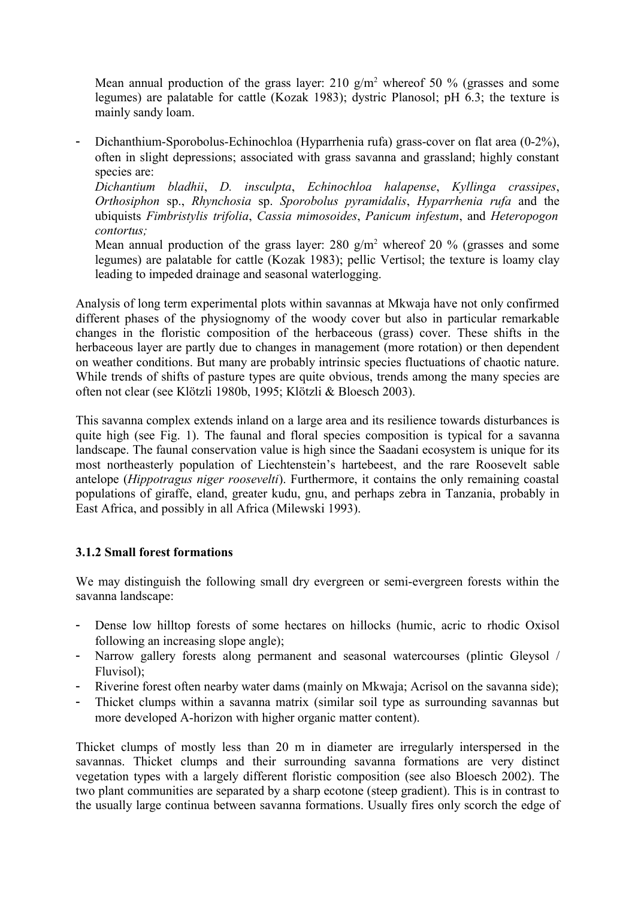Mean annual production of the grass layer: 210 g/m$^2$ whereof 50 % (grasses and some legumes) are palatable for cattle (Kozak 1983); dystric Planosol; pH 6.3; the texture is mainly sandy loam.

- Dichanthium-Sporobolus-Echinochloa (Hyparrhenia rufa) grass-cover on flat area (0-2%), often in slight depressions; associated with grass savanna and grassland; highly constant species are:
  *Dichantium bladhii*, *D. insculpta*, *Echinochloa halapense*, *Kyllinga crassipes*, *Orthosiphon* sp., *Rhynchosia* sp. *Sporobolus pyramidalis*, *Hyparrhenia rufa* and the ubiquists *Fimbristylis trifolia*, *Cassia mimosoides*, *Panicum infestum*, and *Heteropogon contortus;*
  Mean annual production of the grass layer: 280 g/m$^2$ whereof 20 % (grasses and some legumes) are palatable for cattle (Kozak 1983); pellic Vertisol; the texture is loamy clay leading to impeded drainage and seasonal waterlogging.

Analysis of long term experimental plots within savannas at Mkwaja have not only confirmed different phases of the physiognomy of the woody cover but also in particular remarkable changes in the floristic composition of the herbaceous (grass) cover. These shifts in the herbaceous layer are partly due to changes in management (more rotation) or then dependent on weather conditions. But many are probably intrinsic species fluctuations of chaotic nature. While trends of shifts of pasture types are quite obvious, trends among the many species are often not clear (see Klötzli 1980b, 1995; Klötzli & Bloesch 2003).

This savanna complex extends inland on a large area and its resilience towards disturbances is quite high (see Fig. 1). The faunal and floral species composition is typical for a savanna landscape. The faunal conservation value is high since the Saadani ecosystem is unique for its most northeasterly population of Liechtenstein's hartebeest, and the rare Roosevelt sable antelope (*Hippotragus niger roosevelti*). Furthermore, it contains the only remaining coastal populations of giraffe, eland, greater kudu, gnu, and perhaps zebra in Tanzania, probably in East Africa, and possibly in all Africa (Milewski 1993).

### 3.1.2 Small forest formations

We may distinguish the following small dry evergreen or semi-evergreen forests within the savanna landscape:

- Dense low hilltop forests of some hectares on hillocks (humic, acric to rhodic Oxisol following an increasing slope angle);
- Narrow gallery forests along permanent and seasonal watercourses (plintic Gleysol / Fluvisol);
- Riverine forest often nearby water dams (mainly on Mkwaja; Acrisol on the savanna side);
- Thicket clumps within a savanna matrix (similar soil type as surrounding savannas but more developed A-horizon with higher organic matter content).

Thicket clumps of mostly less than 20 m in diameter are irregularly interspersed in the savannas. Thicket clumps and their surrounding savanna formations are very distinct vegetation types with a largely different floristic composition (see also Bloesch 2002). The two plant communities are separated by a sharp ecotone (steep gradient). This is in contrast to the usually large continua between savanna formations. Usually fires only scorch the edge of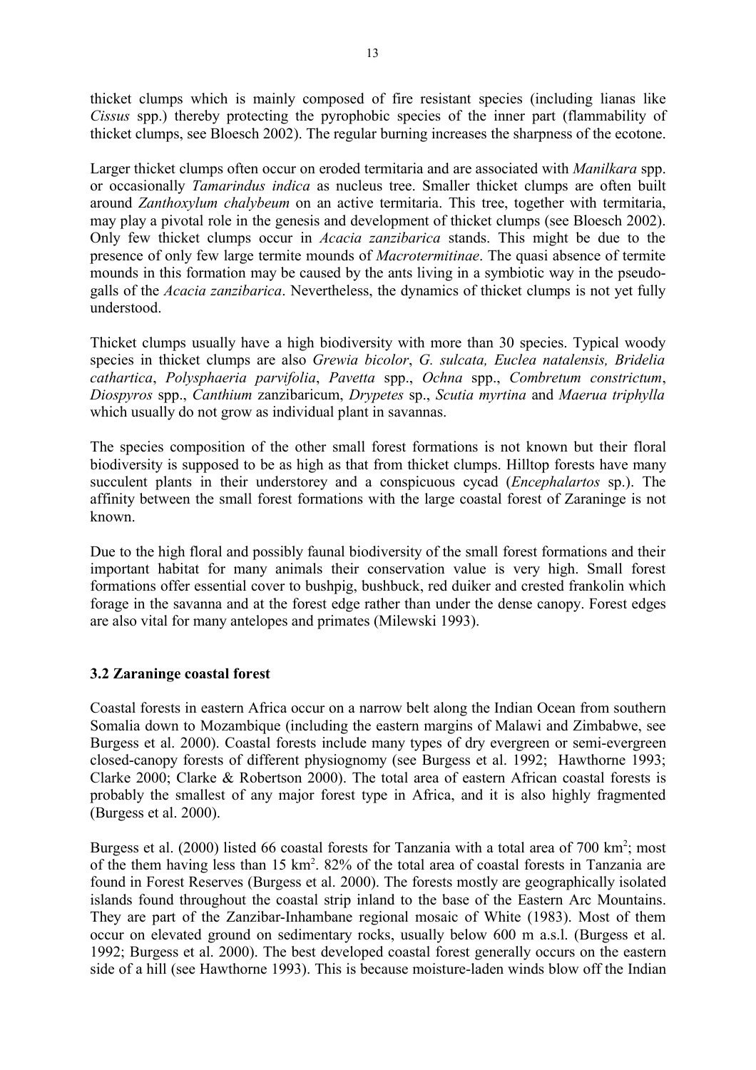thicket clumps which is mainly composed of fire resistant species (including lianas like *Cissus* spp.) thereby protecting the pyrophobic species of the inner part (flammability of thicket clumps, see Bloesch 2002). The regular burning increases the sharpness of the ecotone.

Larger thicket clumps often occur on eroded termitaria and are associated with *Manilkara* spp. or occasionally *Tamarindus indica* as nucleus tree. Smaller thicket clumps are often built around *Zanthoxylum chalybeum* on an active termitaria. This tree, together with termitaria, may play a pivotal role in the genesis and development of thicket clumps (see Bloesch 2002). Only few thicket clumps occur in *Acacia zanzibarica* stands. This might be due to the presence of only few large termite mounds of *Macrotermitinae*. The quasi absence of termite mounds in this formation may be caused by the ants living in a symbiotic way in the pseudo-galls of the *Acacia zanzibarica*. Nevertheless, the dynamics of thicket clumps is not yet fully understood.

Thicket clumps usually have a high biodiversity with more than 30 species. Typical woody species in thicket clumps are also *Grewia bicolor*, *G. sulcata, Euclea natalensis, Bridelia cathartica*, *Polysphaeria parvifolia*, *Pavetta* spp., *Ochna* spp., *Combretum constrictum*, *Diospyros* spp., *Canthium* zanzibaricum, *Drypetes* sp., *Scutia myrtina* and *Maerua triphylla* which usually do not grow as individual plant in savannas.

The species composition of the other small forest formations is not known but their floral biodiversity is supposed to be as high as that from thicket clumps. Hilltop forests have many succulent plants in their understorey and a conspicuous cycad (*Encephalartos* sp.). The affinity between the small forest formations with the large coastal forest of Zaraninge is not known.

Due to the high floral and possibly faunal biodiversity of the small forest formations and their important habitat for many animals their conservation value is very high. Small forest formations offer essential cover to bushpig, bushbuck, red duiker and crested frankolin which forage in the savanna and at the forest edge rather than under the dense canopy. Forest edges are also vital for many antelopes and primates (Milewski 1993).

### 3.2 Zaraninge coastal forest

Coastal forests in eastern Africa occur on a narrow belt along the Indian Ocean from southern Somalia down to Mozambique (including the eastern margins of Malawi and Zimbabwe, see Burgess et al. 2000). Coastal forests include many types of dry evergreen or semi-evergreen closed-canopy forests of different physiognomy (see Burgess et al. 1992; Hawthorne 1993; Clarke 2000; Clarke & Robertson 2000). The total area of eastern African coastal forests is probably the smallest of any major forest type in Africa, and it is also highly fragmented (Burgess et al. 2000).

Burgess et al. (2000) listed 66 coastal forests for Tanzania with a total area of 700 km$^2$; most of the them having less than 15 km$^2$. 82% of the total area of coastal forests in Tanzania are found in Forest Reserves (Burgess et al. 2000). The forests mostly are geographically isolated islands found throughout the coastal strip inland to the base of the Eastern Arc Mountains. They are part of the Zanzibar-Inhambane regional mosaic of White (1983). Most of them occur on elevated ground on sedimentary rocks, usually below 600 m a.s.l. (Burgess et al. 1992; Burgess et al. 2000). The best developed coastal forest generally occurs on the eastern side of a hill (see Hawthorne 1993). This is because moisture-laden winds blow off the Indian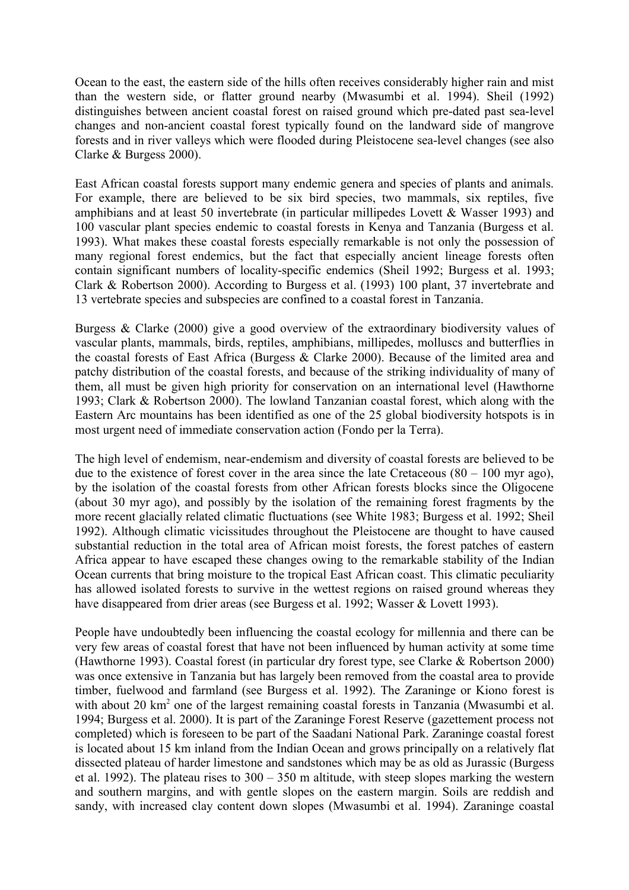Ocean to the east, the eastern side of the hills often receives considerably higher rain and mist than the western side, or flatter ground nearby (Mwasumbi et al. 1994). Sheil (1992) distinguishes between ancient coastal forest on raised ground which pre-dated past sea-level changes and non-ancient coastal forest typically found on the landward side of mangrove forests and in river valleys which were flooded during Pleistocene sea-level changes (see also Clarke & Burgess 2000).

East African coastal forests support many endemic genera and species of plants and animals. For example, there are believed to be six bird species, two mammals, six reptiles, five amphibians and at least 50 invertebrate (in particular millipedes Lovett & Wasser 1993) and 100 vascular plant species endemic to coastal forests in Kenya and Tanzania (Burgess et al. 1993). What makes these coastal forests especially remarkable is not only the possession of many regional forest endemics, but the fact that especially ancient lineage forests often contain significant numbers of locality-specific endemics (Sheil 1992; Burgess et al. 1993; Clark & Robertson 2000). According to Burgess et al. (1993) 100 plant, 37 invertebrate and 13 vertebrate species and subspecies are confined to a coastal forest in Tanzania.

Burgess & Clarke (2000) give a good overview of the extraordinary biodiversity values of vascular plants, mammals, birds, reptiles, amphibians, millipedes, molluscs and butterflies in the coastal forests of East Africa (Burgess & Clarke 2000). Because of the limited area and patchy distribution of the coastal forests, and because of the striking individuality of many of them, all must be given high priority for conservation on an international level (Hawthorne 1993; Clark & Robertson 2000). The lowland Tanzanian coastal forest, which along with the Eastern Arc mountains has been identified as one of the 25 global biodiversity hotspots is in most urgent need of immediate conservation action (Fondo per la Terra).

The high level of endemism, near-endemism and diversity of coastal forests are believed to be due to the existence of forest cover in the area since the late Cretaceous (80 – 100 myr ago), by the isolation of the coastal forests from other African forests blocks since the Oligocene (about 30 myr ago), and possibly by the isolation of the remaining forest fragments by the more recent glacially related climatic fluctuations (see White 1983; Burgess et al. 1992; Sheil 1992). Although climatic vicissitudes throughout the Pleistocene are thought to have caused substantial reduction in the total area of African moist forests, the forest patches of eastern Africa appear to have escaped these changes owing to the remarkable stability of the Indian Ocean currents that bring moisture to the tropical East African coast. This climatic peculiarity has allowed isolated forests to survive in the wettest regions on raised ground whereas they have disappeared from drier areas (see Burgess et al. 1992; Wasser & Lovett 1993).

People have undoubtedly been influencing the coastal ecology for millennia and there can be very few areas of coastal forest that have not been influenced by human activity at some time (Hawthorne 1993). Coastal forest (in particular dry forest type, see Clarke & Robertson 2000) was once extensive in Tanzania but has largely been removed from the coastal area to provide timber, fuelwood and farmland (see Burgess et al. 1992). The Zaraninge or Kiono forest is with about 20 $km^2$ one of the largest remaining coastal forests in Tanzania (Mwasumbi et al. 1994; Burgess et al. 2000). It is part of the Zaraninge Forest Reserve (gazettement process not completed) which is foreseen to be part of the Saadani National Park. Zaraninge coastal forest is located about 15 km inland from the Indian Ocean and grows principally on a relatively flat dissected plateau of harder limestone and sandstones which may be as old as Jurassic (Burgess et al. 1992). The plateau rises to 300 – 350 m altitude, with steep slopes marking the western and southern margins, and with gentle slopes on the eastern margin. Soils are reddish and sandy, with increased clay content down slopes (Mwasumbi et al. 1994). Zaraninge coastal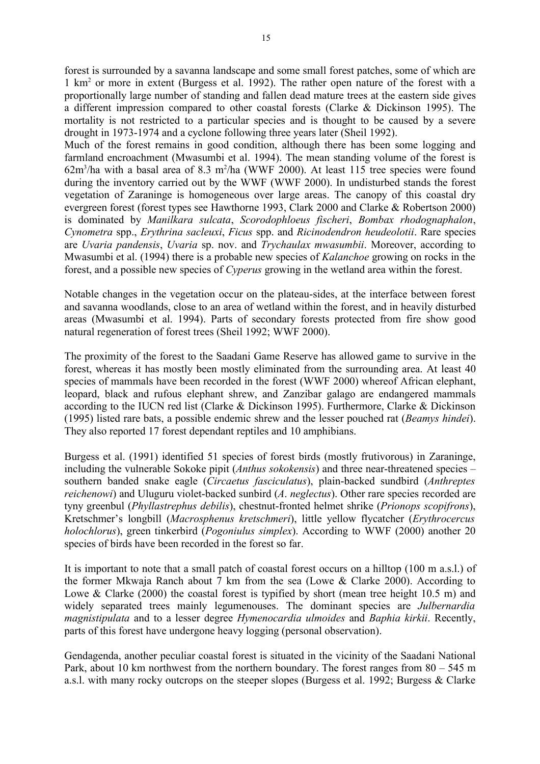forest is surrounded by a savanna landscape and some small forest patches, some of which are 1 km$^2$ or more in extent (Burgess et al. 1992). The rather open nature of the forest with a proportionally large number of standing and fallen dead mature trees at the eastern side gives a different impression compared to other coastal forests (Clarke & Dickinson 1995). The mortality is not restricted to a particular species and is thought to be caused by a severe drought in 1973-1974 and a cyclone following three years later (Sheil 1992).
Much of the forest remains in good condition, although there has been some logging and farmland encroachment (Mwasumbi et al. 1994). The mean standing volume of the forest is 62m$^3$/ha with a basal area of 8.3 m$^2$/ha (WWF 2000). At least 115 tree species were found during the inventory carried out by the WWF (WWF 2000). In undisturbed stands the forest vegetation of Zaraninge is homogeneous over large areas. The canopy of this coastal dry evergreen forest (forest types see Hawthorne 1993, Clark 2000 and Clarke & Robertson 2000) is dominated by *Manilkara sulcata*, *Scorodophloeus fischeri*, *Bombax rhodognaphalon*, *Cynometra* spp., *Erythrina sacleuxi*, *Ficus* spp. and *Ricinodendron heudeolotii*. Rare species are *Uvaria pandensis*, *Uvaria* sp. nov. and *Trychaulax mwasumbii*. Moreover, according to Mwasumbi et al. (1994) there is a probable new species of *Kalanchoe* growing on rocks in the forest, and a possible new species of *Cyperus* growing in the wetland area within the forest.

Notable changes in the vegetation occur on the plateau-sides, at the interface between forest and savanna woodlands, close to an area of wetland within the forest, and in heavily disturbed areas (Mwasumbi et al. 1994). Parts of secondary forests protected from fire show good natural regeneration of forest trees (Sheil 1992; WWF 2000).

The proximity of the forest to the Saadani Game Reserve has allowed game to survive in the forest, whereas it has mostly been mostly eliminated from the surrounding area. At least 40 species of mammals have been recorded in the forest (WWF 2000) whereof African elephant, leopard, black and rufous elephant shrew, and Zanzibar galago are endangered mammals according to the IUCN red list (Clarke & Dickinson 1995). Furthermore, Clarke & Dickinson (1995) listed rare bats, a possible endemic shrew and the lesser pouched rat (*Beamys hindei*). They also reported 17 forest dependant reptiles and 10 amphibians.

Burgess et al. (1991) identified 51 species of forest birds (mostly frutivorous) in Zaraninge, including the vulnerable Sokoke pipit (*Anthus sokokensis*) and three near-threatened species – southern banded snake eagle (*Circaetus fasciculatus*), plain-backed sundbird (*Anthreptes reichenowi*) and Uluguru violet-backed sunbird (*A*. *neglectus*). Other rare species recorded are tyny greenbul (*Phyllastrephus debilis*), chestnut-fronted helmet shrike (*Prionops scopifrons*), Kretschmer's longbill (*Macrosphenus kretschmeri*), little yellow flycatcher (*Erythrocercus holochlorus*), green tinkerbird (*Pogoniulus simplex*). According to WWF (2000) another 20 species of birds have been recorded in the forest so far.

It is important to note that a small patch of coastal forest occurs on a hilltop (100 m a.s.l.) of the former Mkwaja Ranch about 7 km from the sea (Lowe & Clarke 2000). According to Lowe & Clarke (2000) the coastal forest is typified by short (mean tree height 10.5 m) and widely separated trees mainly legumenouses. The dominant species are *Julbernardia magnistipulata* and to a lesser degree *Hymenocardia ulmoides* and *Baphia kirkii*. Recently, parts of this forest have undergone heavy logging (personal observation).

Gendagenda, another peculiar coastal forest is situated in the vicinity of the Saadani National Park, about 10 km northwest from the northern boundary. The forest ranges from 80 – 545 m a.s.l. with many rocky outcrops on the steeper slopes (Burgess et al. 1992; Burgess & Clarke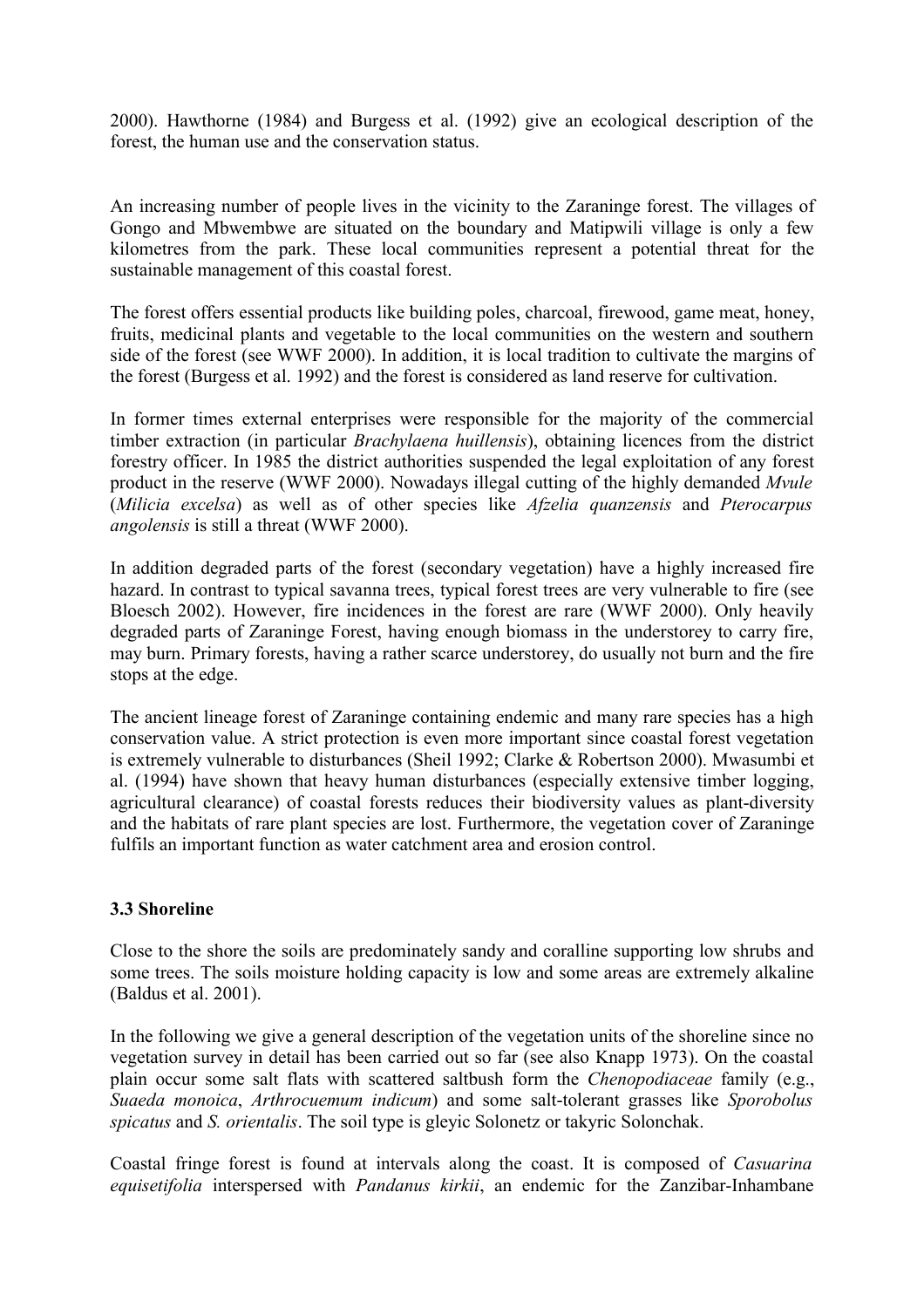2000). Hawthorne (1984) and Burgess et al. (1992) give an ecological description of the forest, the human use and the conservation status.

An increasing number of people lives in the vicinity to the Zaraninge forest. The villages of Gongo and Mbwembwe are situated on the boundary and Matipwili village is only a few kilometres from the park. These local communities represent a potential threat for the sustainable management of this coastal forest.

The forest offers essential products like building poles, charcoal, firewood, game meat, honey, fruits, medicinal plants and vegetable to the local communities on the western and southern side of the forest (see WWF 2000). In addition, it is local tradition to cultivate the margins of the forest (Burgess et al. 1992) and the forest is considered as land reserve for cultivation.

In former times external enterprises were responsible for the majority of the commercial timber extraction (in particular *Brachylaena huillensis*), obtaining licences from the district forestry officer. In 1985 the district authorities suspended the legal exploitation of any forest product in the reserve (WWF 2000). Nowadays illegal cutting of the highly demanded *Mvule* (*Milicia excelsa*) as well as of other species like *Afzelia quanzensis* and *Pterocarpus angolensis* is still a threat (WWF 2000).

In addition degraded parts of the forest (secondary vegetation) have a highly increased fire hazard. In contrast to typical savanna trees, typical forest trees are very vulnerable to fire (see Bloesch 2002). However, fire incidences in the forest are rare (WWF 2000). Only heavily degraded parts of Zaraninge Forest, having enough biomass in the understorey to carry fire, may burn. Primary forests, having a rather scarce understorey, do usually not burn and the fire stops at the edge.

The ancient lineage forest of Zaraninge containing endemic and many rare species has a high conservation value. A strict protection is even more important since coastal forest vegetation is extremely vulnerable to disturbances (Sheil 1992; Clarke & Robertson 2000). Mwasumbi et al. (1994) have shown that heavy human disturbances (especially extensive timber logging, agricultural clearance) of coastal forests reduces their biodiversity values as plant-diversity and the habitats of rare plant species are lost. Furthermore, the vegetation cover of Zaraninge fulfils an important function as water catchment area and erosion control.

### 3.3 Shoreline

Close to the shore the soils are predominately sandy and coralline supporting low shrubs and some trees. The soils moisture holding capacity is low and some areas are extremely alkaline (Baldus et al. 2001).

In the following we give a general description of the vegetation units of the shoreline since no vegetation survey in detail has been carried out so far (see also Knapp 1973). On the coastal plain occur some salt flats with scattered saltbush form the *Chenopodiaceae* family (e.g., *Suaeda monoica*, *Arthrocuemum indicum*) and some salt-tolerant grasses like *Sporobolus spicatus* and *S. orientalis*. The soil type is gleyic Solonetz or takyric Solonchak.

Coastal fringe forest is found at intervals along the coast. It is composed of *Casuarina equisetifolia* interspersed with *Pandanus kirkii*, an endemic for the Zanzibar-Inhambane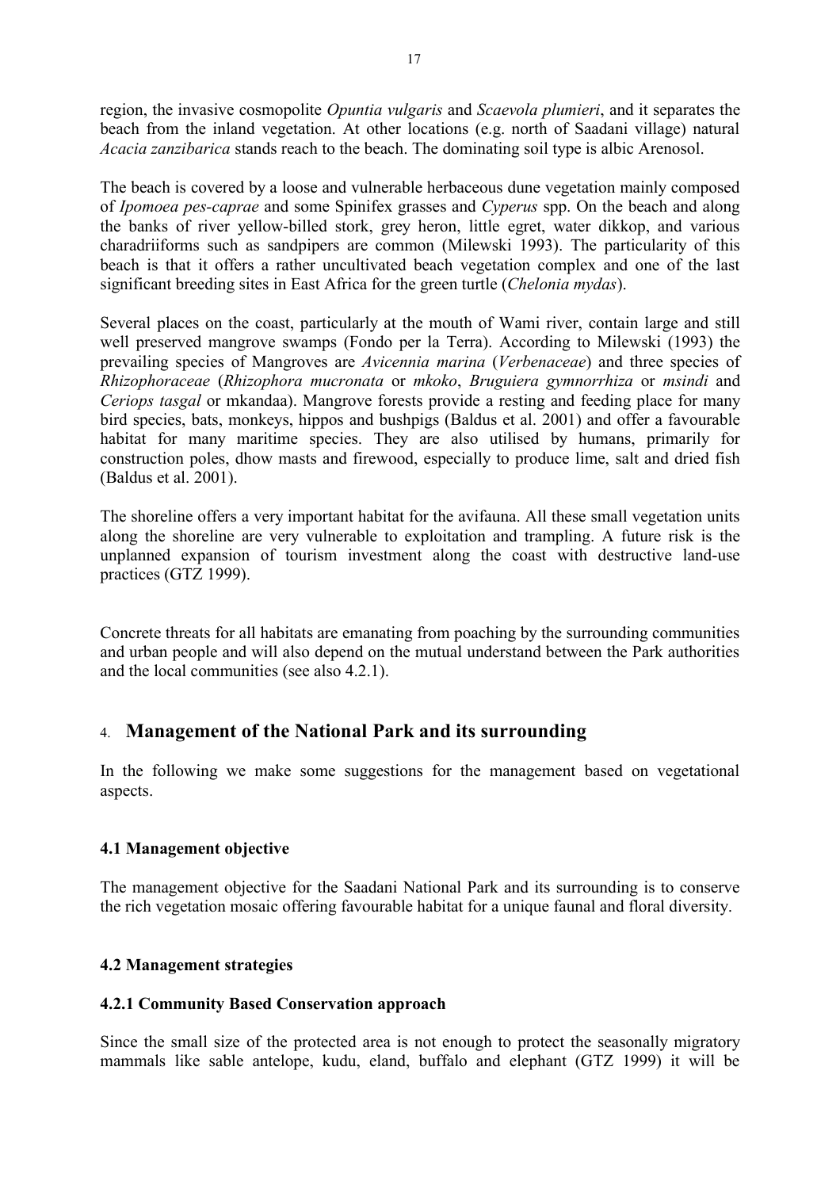region, the invasive cosmopolite *Opuntia vulgaris* and *Scaevola plumieri*, and it separates the beach from the inland vegetation. At other locations (e.g. north of Saadani village) natural *Acacia zanzibarica* stands reach to the beach. The dominating soil type is albic Arenosol.

The beach is covered by a loose and vulnerable herbaceous dune vegetation mainly composed of *Ipomoea pes-caprae* and some Spinifex grasses and *Cyperus* spp. On the beach and along the banks of river yellow-billed stork, grey heron, little egret, water dikkop, and various charadriiforms such as sandpipers are common (Milewski 1993). The particularity of this beach is that it offers a rather uncultivated beach vegetation complex and one of the last significant breeding sites in East Africa for the green turtle (*Chelonia mydas*).

Several places on the coast, particularly at the mouth of Wami river, contain large and still well preserved mangrove swamps (Fondo per la Terra). According to Milewski (1993) the prevailing species of Mangroves are *Avicennia marina* (*Verbenaceae*) and three species of *Rhizophoraceae* (*Rhizophora mucronata* or *mkoko*, *Bruguiera gymnorrhiza* or *msindi* and *Ceriops tasgal* or mkandaa). Mangrove forests provide a resting and feeding place for many bird species, bats, monkeys, hippos and bushpigs (Baldus et al. 2001) and offer a favourable habitat for many maritime species. They are also utilised by humans, primarily for construction poles, dhow masts and firewood, especially to produce lime, salt and dried fish (Baldus et al. 2001).

The shoreline offers a very important habitat for the avifauna. All these small vegetation units along the shoreline are very vulnerable to exploitation and trampling. A future risk is the unplanned expansion of tourism investment along the coast with destructive land-use practices (GTZ 1999).

Concrete threats for all habitats are emanating from poaching by the surrounding communities and urban people and will also depend on the mutual understand between the Park authorities and the local communities (see also 4.2.1).

# 4. Management of the National Park and its surrounding

In the following we make some suggestions for the management based on vegetational aspects.

### 4.1 Management objective

The management objective for the Saadani National Park and its surrounding is to conserve the rich vegetation mosaic offering favourable habitat for a unique faunal and floral diversity.

### 4.2 Management strategies

#### 4.2.1 Community Based Conservation approach

Since the small size of the protected area is not enough to protect the seasonally migratory mammals like sable antelope, kudu, eland, buffalo and elephant (GTZ 1999) it will be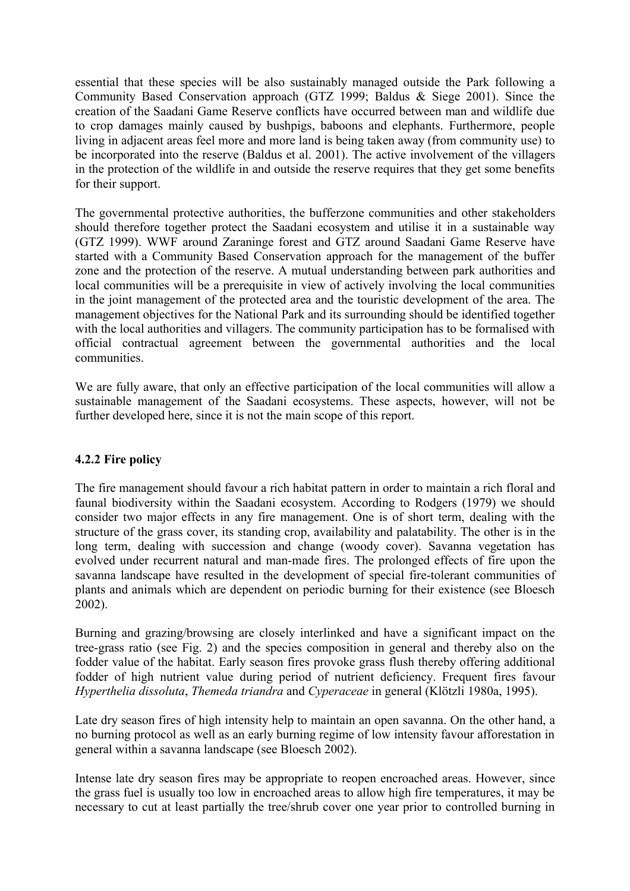essential that these species will be also sustainably managed outside the Park following a Community Based Conservation approach (GTZ 1999; Baldus & Siege 2001). Since the creation of the Saadani Game Reserve conflicts have occurred between man and wildlife due to crop damages mainly caused by bushpigs, baboons and elephants. Furthermore, people living in adjacent areas feel more and more land is being taken away (from community use) to be incorporated into the reserve (Baldus et al. 2001). The active involvement of the villagers in the protection of the wildlife in and outside the reserve requires that they get some benefits for their support.

The governmental protective authorities, the bufferzone communities and other stakeholders should therefore together protect the Saadani ecosystem and utilise it in a sustainable way (GTZ 1999). WWF around Zaraninge forest and GTZ around Saadani Game Reserve have started with a Community Based Conservation approach for the management of the buffer zone and the protection of the reserve. A mutual understanding between park authorities and local communities will be a prerequisite in view of actively involving the local communities in the joint management of the protected area and the touristic development of the area. The management objectives for the National Park and its surrounding should be identified together with the local authorities and villagers. The community participation has to be formalised with official contractual agreement between the governmental authorities and the local communities.

We are fully aware, that only an effective participation of the local communities will allow a sustainable management of the Saadani ecosystems. These aspects, however, will not be further developed here, since it is not the main scope of this report.

### 4.2.2 Fire policy

The fire management should favour a rich habitat pattern in order to maintain a rich floral and faunal biodiversity within the Saadani ecosystem. According to Rodgers (1979) we should consider two major effects in any fire management. One is of short term, dealing with the structure of the grass cover, its standing crop, availability and palatability. The other is in the long term, dealing with succession and change (woody cover). Savanna vegetation has evolved under recurrent natural and man-made fires. The prolonged effects of fire upon the savanna landscape have resulted in the development of special fire-tolerant communities of plants and animals which are dependent on periodic burning for their existence (see Bloesch 2002).

Burning and grazing/browsing are closely interlinked and have a significant impact on the tree-grass ratio (see Fig. 2) and the species composition in general and thereby also on the fodder value of the habitat. Early season fires provoke grass flush thereby offering additional fodder of high nutrient value during period of nutrient deficiency. Frequent fires favour *Hyperthelia dissoluta*, *Themeda triandra* and *Cyperaceae* in general (Klötzli 1980a, 1995).

Late dry season fires of high intensity help to maintain an open savanna. On the other hand, a no burning protocol as well as an early burning regime of low intensity favour afforestation in general within a savanna landscape (see Bloesch 2002).

Intense late dry season fires may be appropriate to reopen encroached areas. However, since the grass fuel is usually too low in encroached areas to allow high fire temperatures, it may be necessary to cut at least partially the tree/shrub cover one year prior to controlled burning in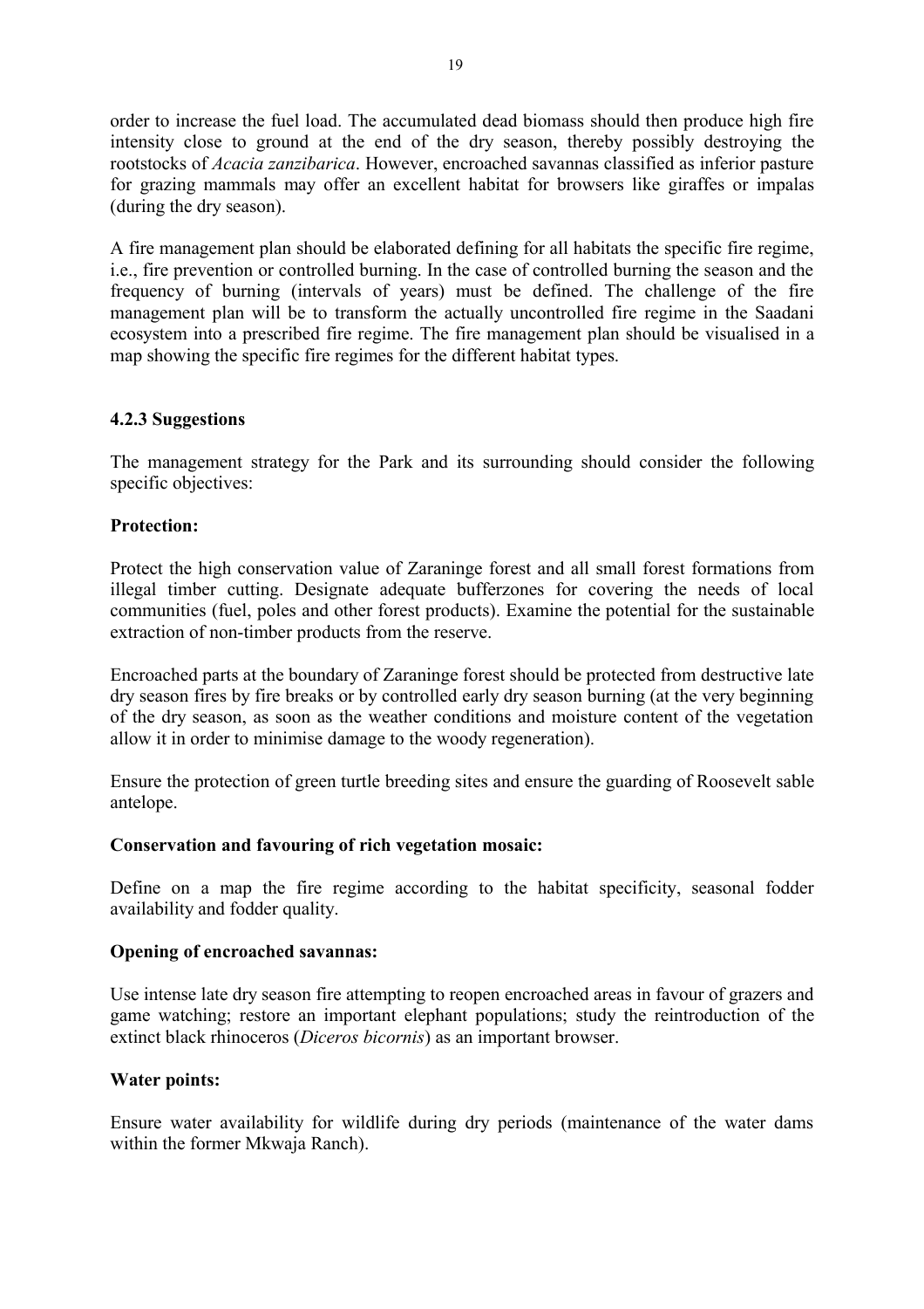order to increase the fuel load. The accumulated dead biomass should then produce high fire intensity close to ground at the end of the dry season, thereby possibly destroying the rootstocks of *Acacia zanzibarica*. However, encroached savannas classified as inferior pasture for grazing mammals may offer an excellent habitat for browsers like giraffes or impalas (during the dry season).

A fire management plan should be elaborated defining for all habitats the specific fire regime, i.e., fire prevention or controlled burning. In the case of controlled burning the season and the frequency of burning (intervals of years) must be defined. The challenge of the fire management plan will be to transform the actually uncontrolled fire regime in the Saadani ecosystem into a prescribed fire regime. The fire management plan should be visualised in a map showing the specific fire regimes for the different habitat types.

### 4.2.3 Suggestions

The management strategy for the Park and its surrounding should consider the following specific objectives:

**Protection:**

Protect the high conservation value of Zaraninge forest and all small forest formations from illegal timber cutting. Designate adequate bufferzones for covering the needs of local communities (fuel, poles and other forest products). Examine the potential for the sustainable extraction of non-timber products from the reserve.

Encroached parts at the boundary of Zaraninge forest should be protected from destructive late dry season fires by fire breaks or by controlled early dry season burning (at the very beginning of the dry season, as soon as the weather conditions and moisture content of the vegetation allow it in order to minimise damage to the woody regeneration).

Ensure the protection of green turtle breeding sites and ensure the guarding of Roosevelt sable antelope.

**Conservation and favouring of rich vegetation mosaic:**

Define on a map the fire regime according to the habitat specificity, seasonal fodder availability and fodder quality.

**Opening of encroached savannas:**

Use intense late dry season fire attempting to reopen encroached areas in favour of grazers and game watching; restore an important elephant populations; study the reintroduction of the extinct black rhinoceros (*Diceros bicornis*) as an important browser.

**Water points:**

Ensure water availability for wildlife during dry periods (maintenance of the water dams within the former Mkwaja Ranch).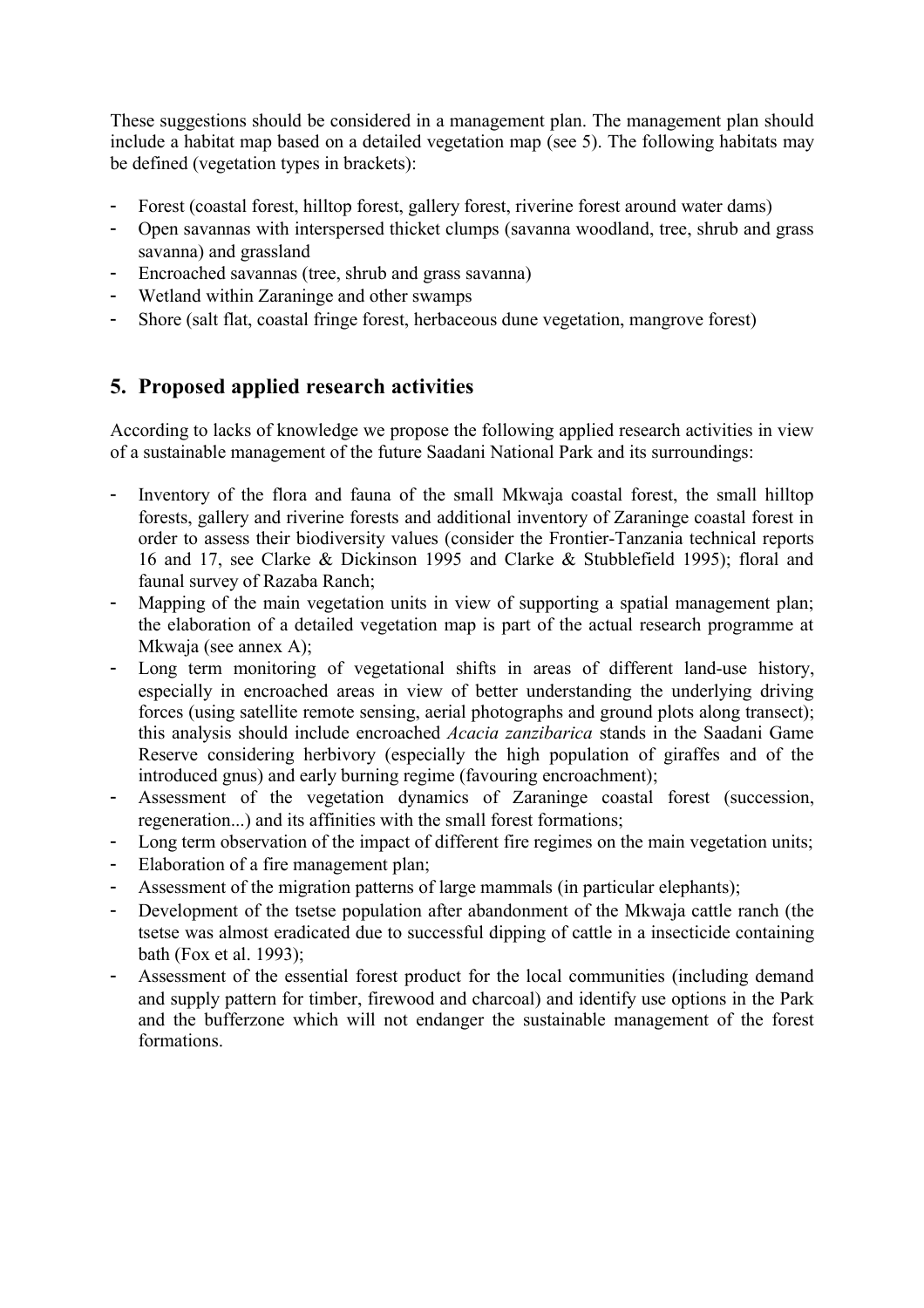These suggestions should be considered in a management plan. The management plan should include a habitat map based on a detailed vegetation map (see 5). The following habitats may be defined (vegetation types in brackets):

- Forest (coastal forest, hilltop forest, gallery forest, riverine forest around water dams)
- Open savannas with interspersed thicket clumps (savanna woodland, tree, shrub and grass savanna) and grassland
- Encroached savannas (tree, shrub and grass savanna)
- Wetland within Zaraninge and other swamps
- Shore (salt flat, coastal fringe forest, herbaceous dune vegetation, mangrove forest)

## 5. Proposed applied research activities

According to lacks of knowledge we propose the following applied research activities in view of a sustainable management of the future Saadani National Park and its surroundings:

- Inventory of the flora and fauna of the small Mkwaja coastal forest, the small hilltop forests, gallery and riverine forests and additional inventory of Zaraninge coastal forest in order to assess their biodiversity values (consider the Frontier-Tanzania technical reports 16 and 17, see Clarke & Dickinson 1995 and Clarke & Stubblefield 1995); floral and faunal survey of Razaba Ranch;
- Mapping of the main vegetation units in view of supporting a spatial management plan; the elaboration of a detailed vegetation map is part of the actual research programme at Mkwaja (see annex A);
- Long term monitoring of vegetational shifts in areas of different land-use history, especially in encroached areas in view of better understanding the underlying driving forces (using satellite remote sensing, aerial photographs and ground plots along transect); this analysis should include encroached *Acacia zanzibarica* stands in the Saadani Game Reserve considering herbivory (especially the high population of giraffes and of the introduced gnus) and early burning regime (favouring encroachment);
- Assessment of the vegetation dynamics of Zaraninge coastal forest (succession, regeneration...) and its affinities with the small forest formations;
- Long term observation of the impact of different fire regimes on the main vegetation units;
- Elaboration of a fire management plan;
- Assessment of the migration patterns of large mammals (in particular elephants);
- Development of the tsetse population after abandonment of the Mkwaja cattle ranch (the tsetse was almost eradicated due to successful dipping of cattle in a insecticide containing bath (Fox et al. 1993);
- Assessment of the essential forest product for the local communities (including demand and supply pattern for timber, firewood and charcoal) and identify use options in the Park and the bufferzone which will not endanger the sustainable management of the forest formations.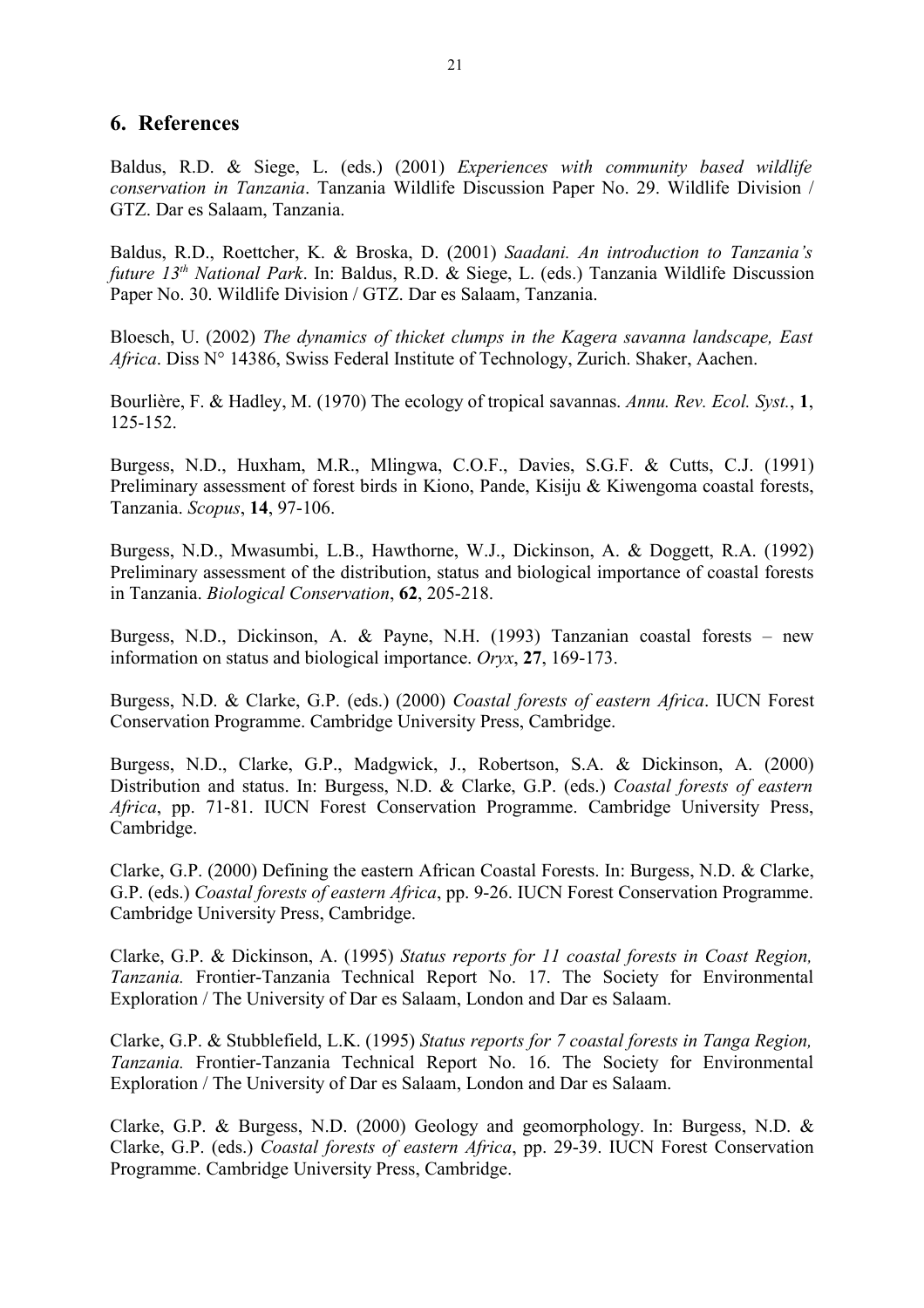## 6. References

Baldus, R.D. & Siege, L. (eds.) (2001) *Experiences with community based wildlife conservation in Tanzania*. Tanzania Wildlife Discussion Paper No. 29. Wildlife Division / GTZ. Dar es Salaam, Tanzania.

Baldus, R.D., Roettcher, K. & Broska, D. (2001) *Saadani. An introduction to Tanzania's future 13th National Park*. In: Baldus, R.D. & Siege, L. (eds.) Tanzania Wildlife Discussion Paper No. 30. Wildlife Division / GTZ. Dar es Salaam, Tanzania.

Bloesch, U. (2002) *The dynamics of thicket clumps in the Kagera savanna landscape, East Africa*. Diss N° 14386, Swiss Federal Institute of Technology, Zurich. Shaker, Aachen.

Bourlière, F. & Hadley, M. (1970) The ecology of tropical savannas. *Annu. Rev. Ecol. Syst.*, **1**, 125-152.

Burgess, N.D., Huxham, M.R., Mlingwa, C.O.F., Davies, S.G.F. & Cutts, C.J. (1991) Preliminary assessment of forest birds in Kiono, Pande, Kisiju & Kiwengoma coastal forests, Tanzania. *Scopus*, **14**, 97-106.

Burgess, N.D., Mwasumbi, L.B., Hawthorne, W.J., Dickinson, A. & Doggett, R.A. (1992) Preliminary assessment of the distribution, status and biological importance of coastal forests in Tanzania. *Biological Conservation*, **62**, 205-218.

Burgess, N.D., Dickinson, A. & Payne, N.H. (1993) Tanzanian coastal forests – new information on status and biological importance. *Oryx*, **27**, 169-173.

Burgess, N.D. & Clarke, G.P. (eds.) (2000) *Coastal forests of eastern Africa*. IUCN Forest Conservation Programme. Cambridge University Press, Cambridge.

Burgess, N.D., Clarke, G.P., Madgwick, J., Robertson, S.A. & Dickinson, A. (2000) Distribution and status. In: Burgess, N.D. & Clarke, G.P. (eds.) *Coastal forests of eastern Africa*, pp. 71-81. IUCN Forest Conservation Programme. Cambridge University Press, Cambridge.

Clarke, G.P. (2000) Defining the eastern African Coastal Forests. In: Burgess, N.D. & Clarke, G.P. (eds.) *Coastal forests of eastern Africa*, pp. 9-26. IUCN Forest Conservation Programme. Cambridge University Press, Cambridge.

Clarke, G.P. & Dickinson, A. (1995) *Status reports for 11 coastal forests in Coast Region, Tanzania.* Frontier-Tanzania Technical Report No. 17. The Society for Environmental Exploration / The University of Dar es Salaam, London and Dar es Salaam.

Clarke, G.P. & Stubblefield, L.K. (1995) *Status reports for 7 coastal forests in Tanga Region, Tanzania.* Frontier-Tanzania Technical Report No. 16. The Society for Environmental Exploration / The University of Dar es Salaam, London and Dar es Salaam.

Clarke, G.P. & Burgess, N.D. (2000) Geology and geomorphology. In: Burgess, N.D. & Clarke, G.P. (eds.) *Coastal forests of eastern Africa*, pp. 29-39. IUCN Forest Conservation Programme. Cambridge University Press, Cambridge.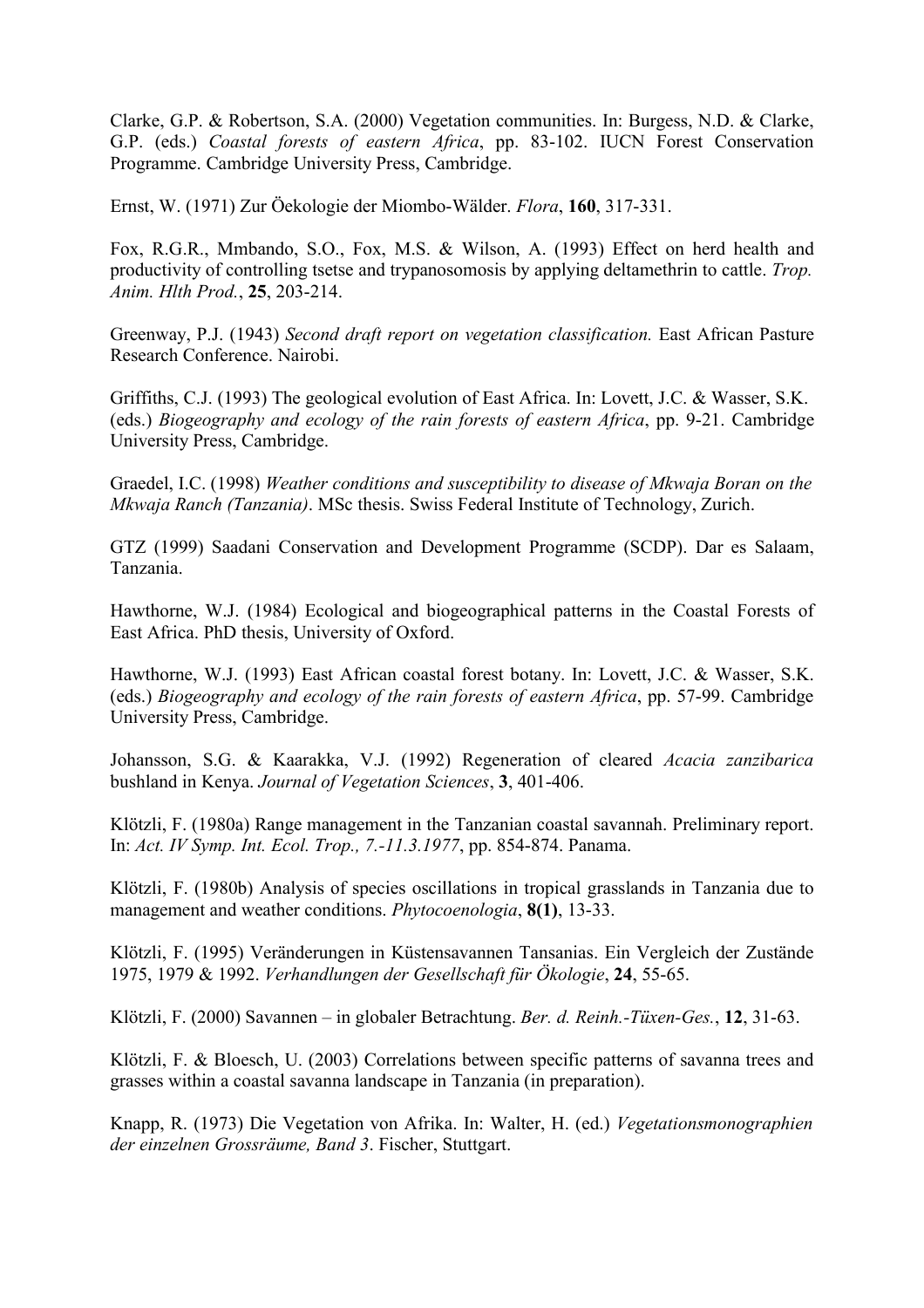Clarke, G.P. & Robertson, S.A. (2000) Vegetation communities. In: Burgess, N.D. & Clarke, G.P. (eds.) *Coastal forests of eastern Africa*, pp. 83-102. IUCN Forest Conservation Programme. Cambridge University Press, Cambridge.

Ernst, W. (1971) Zur Öekologie der Miombo-Wälder. *Flora*, **160**, 317-331.

Fox, R.G.R., Mmbando, S.O., Fox, M.S. & Wilson, A. (1993) Effect on herd health and productivity of controlling tsetse and trypanosomosis by applying deltamethrin to cattle. *Trop. Anim. Hlth Prod.*, **25**, 203-214.

Greenway, P.J. (1943) *Second draft report on vegetation classification.* East African Pasture Research Conference. Nairobi.

Griffiths, C.J. (1993) The geological evolution of East Africa. In: Lovett, J.C. & Wasser, S.K. (eds.) *Biogeography and ecology of the rain forests of eastern Africa*, pp. 9-21. Cambridge University Press, Cambridge.

Graedel, I.C. (1998) *Weather conditions and susceptibility to disease of Mkwaja Boran on the Mkwaja Ranch (Tanzania)*. MSc thesis. Swiss Federal Institute of Technology, Zurich.

GTZ (1999) Saadani Conservation and Development Programme (SCDP). Dar es Salaam, Tanzania.

Hawthorne, W.J. (1984) Ecological and biogeographical patterns in the Coastal Forests of East Africa. PhD thesis, University of Oxford.

Hawthorne, W.J. (1993) East African coastal forest botany. In: Lovett, J.C. & Wasser, S.K. (eds.) *Biogeography and ecology of the rain forests of eastern Africa*, pp. 57-99. Cambridge University Press, Cambridge.

Johansson, S.G. & Kaarakka, V.J. (1992) Regeneration of cleared *Acacia zanzibarica* bushland in Kenya. *Journal of Vegetation Sciences*, **3**, 401-406.

Klötzli, F. (1980a) Range management in the Tanzanian coastal savannah. Preliminary report. In: *Act. IV Symp. Int. Ecol. Trop., 7.-11.3.1977*, pp. 854-874. Panama.

Klötzli, F. (1980b) Analysis of species oscillations in tropical grasslands in Tanzania due to management and weather conditions. *Phytocoenologia*, **8(1)**, 13-33.

Klötzli, F. (1995) Veränderungen in Küstensavannen Tansanias. Ein Vergleich der Zustände 1975, 1979 & 1992. *Verhandlungen der Gesellschaft für Ökologie*, **24**, 55-65.

Klötzli, F. (2000) Savannen – in globaler Betrachtung. *Ber. d. Reinh.-Tüxen-Ges.*, **12**, 31-63.

Klötzli, F. & Bloesch, U. (2003) Correlations between specific patterns of savanna trees and grasses within a coastal savanna landscape in Tanzania (in preparation).

Knapp, R. (1973) Die Vegetation von Afrika. In: Walter, H. (ed.) *Vegetationsmonographien der einzelnen Grossräume, Band 3*. Fischer, Stuttgart.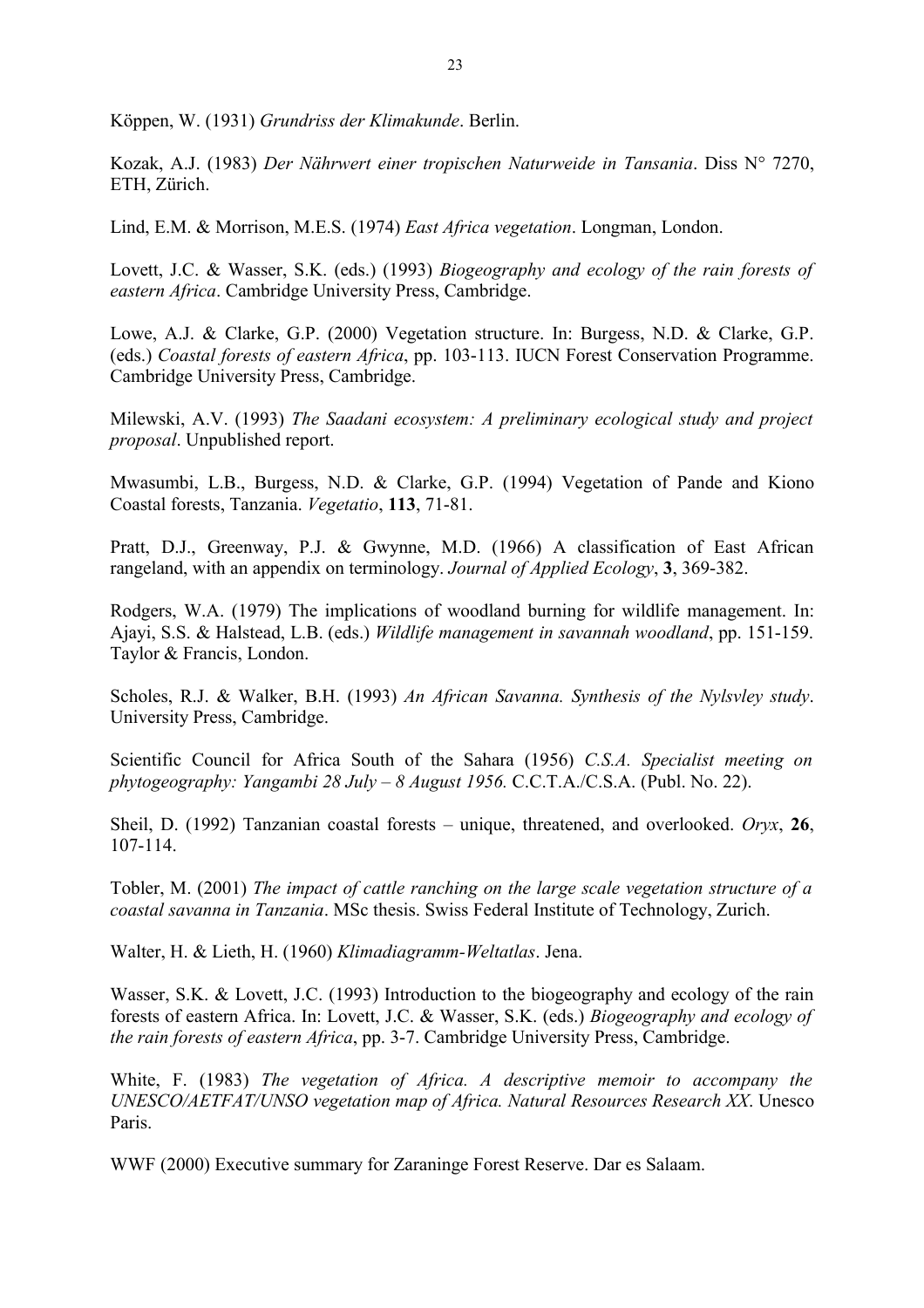Köppen, W. (1931) *Grundriss der Klimakunde*. Berlin.

Kozak, A.J. (1983) *Der Nährwert einer tropischen Naturweide in Tansania*. Diss N° 7270, ETH, Zürich.

Lind, E.M. & Morrison, M.E.S. (1974) *East Africa vegetation*. Longman, London.

Lovett, J.C. & Wasser, S.K. (eds.) (1993) *Biogeography and ecology of the rain forests of eastern Africa*. Cambridge University Press, Cambridge.

Lowe, A.J. & Clarke, G.P. (2000) Vegetation structure. In: Burgess, N.D. & Clarke, G.P. (eds.) *Coastal forests of eastern Africa*, pp. 103-113. IUCN Forest Conservation Programme. Cambridge University Press, Cambridge.

Milewski, A.V. (1993) *The Saadani ecosystem: A preliminary ecological study and project proposal*. Unpublished report.

Mwasumbi, L.B., Burgess, N.D. & Clarke, G.P. (1994) Vegetation of Pande and Kiono Coastal forests, Tanzania. *Vegetatio*, **113**, 71-81.

Pratt, D.J., Greenway, P.J. & Gwynne, M.D. (1966) A classification of East African rangeland, with an appendix on terminology. *Journal of Applied Ecology*, **3**, 369-382.

Rodgers, W.A. (1979) The implications of woodland burning for wildlife management. In: Ajayi, S.S. & Halstead, L.B. (eds.) *Wildlife management in savannah woodland*, pp. 151-159. Taylor & Francis, London.

Scholes, R.J. & Walker, B.H. (1993) *An African Savanna. Synthesis of the Nylsvley study*. University Press, Cambridge.

Scientific Council for Africa South of the Sahara (1956) *C.S.A. Specialist meeting on phytogeography: Yangambi 28 July – 8 August 1956.* C.C.T.A./C.S.A. (Publ. No. 22).

Sheil, D. (1992) Tanzanian coastal forests – unique, threatened, and overlooked. *Oryx*, **26**, 107-114.

Tobler, M. (2001) *The impact of cattle ranching on the large scale vegetation structure of a coastal savanna in Tanzania*. MSc thesis. Swiss Federal Institute of Technology, Zurich.

Walter, H. & Lieth, H. (1960) *Klimadiagramm-Weltatlas*. Jena.

Wasser, S.K. & Lovett, J.C. (1993) Introduction to the biogeography and ecology of the rain forests of eastern Africa. In: Lovett, J.C. & Wasser, S.K. (eds.) *Biogeography and ecology of the rain forests of eastern Africa*, pp. 3-7. Cambridge University Press, Cambridge.

White, F. (1983) *The vegetation of Africa. A descriptive memoir to accompany the UNESCO/AETFAT/UNSO vegetation map of Africa. Natural Resources Research XX*. Unesco Paris.

WWF (2000) Executive summary for Zaraninge Forest Reserve. Dar es Salaam.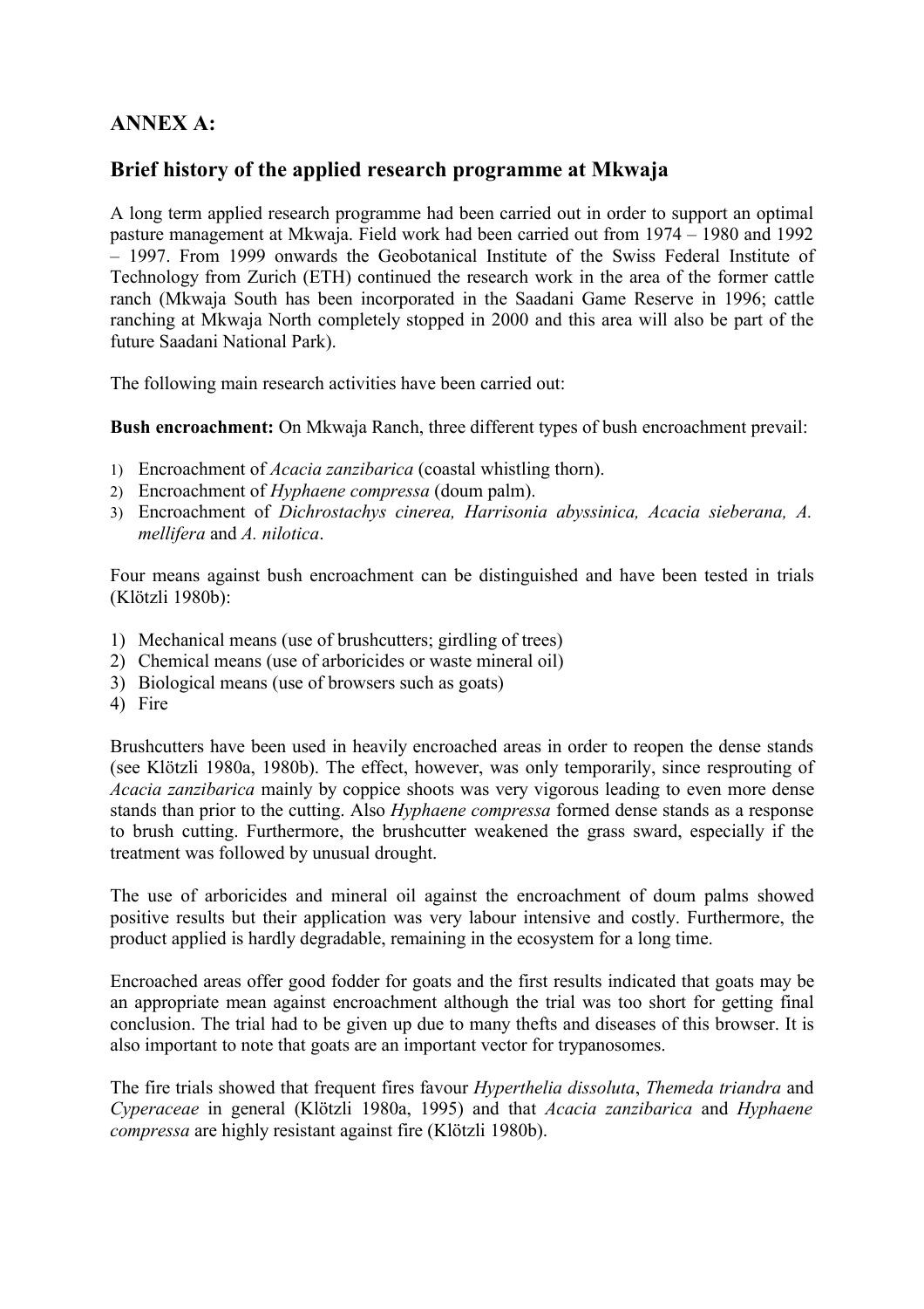## ANNEX A:

## Brief history of the applied research programme at Mkwaja

A long term applied research programme had been carried out in order to support an optimal pasture management at Mkwaja. Field work had been carried out from 1974 – 1980 and 1992 – 1997. From 1999 onwards the Geobotanical Institute of the Swiss Federal Institute of Technology from Zurich (ETH) continued the research work in the area of the former cattle ranch (Mkwaja South has been incorporated in the Saadani Game Reserve in 1996; cattle ranching at Mkwaja North completely stopped in 2000 and this area will also be part of the future Saadani National Park).

The following main research activities have been carried out:

**Bush encroachment:** On Mkwaja Ranch, three different types of bush encroachment prevail:

1) Encroachment of *Acacia zanzibarica* (coastal whistling thorn).
2) Encroachment of *Hyphaene compressa* (doum palm).
3) Encroachment of *Dichrostachys cinerea, Harrisonia abyssinica, Acacia sieberana, A. mellifera* and *A. nilotica*.

Four means against bush encroachment can be distinguished and have been tested in trials (Klötzli 1980b):

1) Mechanical means (use of brushcutters; girdling of trees)
2) Chemical means (use of arboricides or waste mineral oil)
3) Biological means (use of browsers such as goats)
4) Fire

Brushcutters have been used in heavily encroached areas in order to reopen the dense stands (see Klötzli 1980a, 1980b). The effect, however, was only temporarily, since resprouting of *Acacia zanzibarica* mainly by coppice shoots was very vigorous leading to even more dense stands than prior to the cutting. Also *Hyphaene compressa* formed dense stands as a response to brush cutting. Furthermore, the brushcutter weakened the grass sward, especially if the treatment was followed by unusual drought.

The use of arboricides and mineral oil against the encroachment of doum palms showed positive results but their application was very labour intensive and costly. Furthermore, the product applied is hardly degradable, remaining in the ecosystem for a long time.

Encroached areas offer good fodder for goats and the first results indicated that goats may be an appropriate mean against encroachment although the trial was too short for getting final conclusion. The trial had to be given up due to many thefts and diseases of this browser. It is also important to note that goats are an important vector for trypanosomes.

The fire trials showed that frequent fires favour *Hyperthelia dissoluta*, *Themeda triandra* and *Cyperaceae* in general (Klötzli 1980a, 1995) and that *Acacia zanzibarica* and *Hyphaene compressa* are highly resistant against fire (Klötzli 1980b).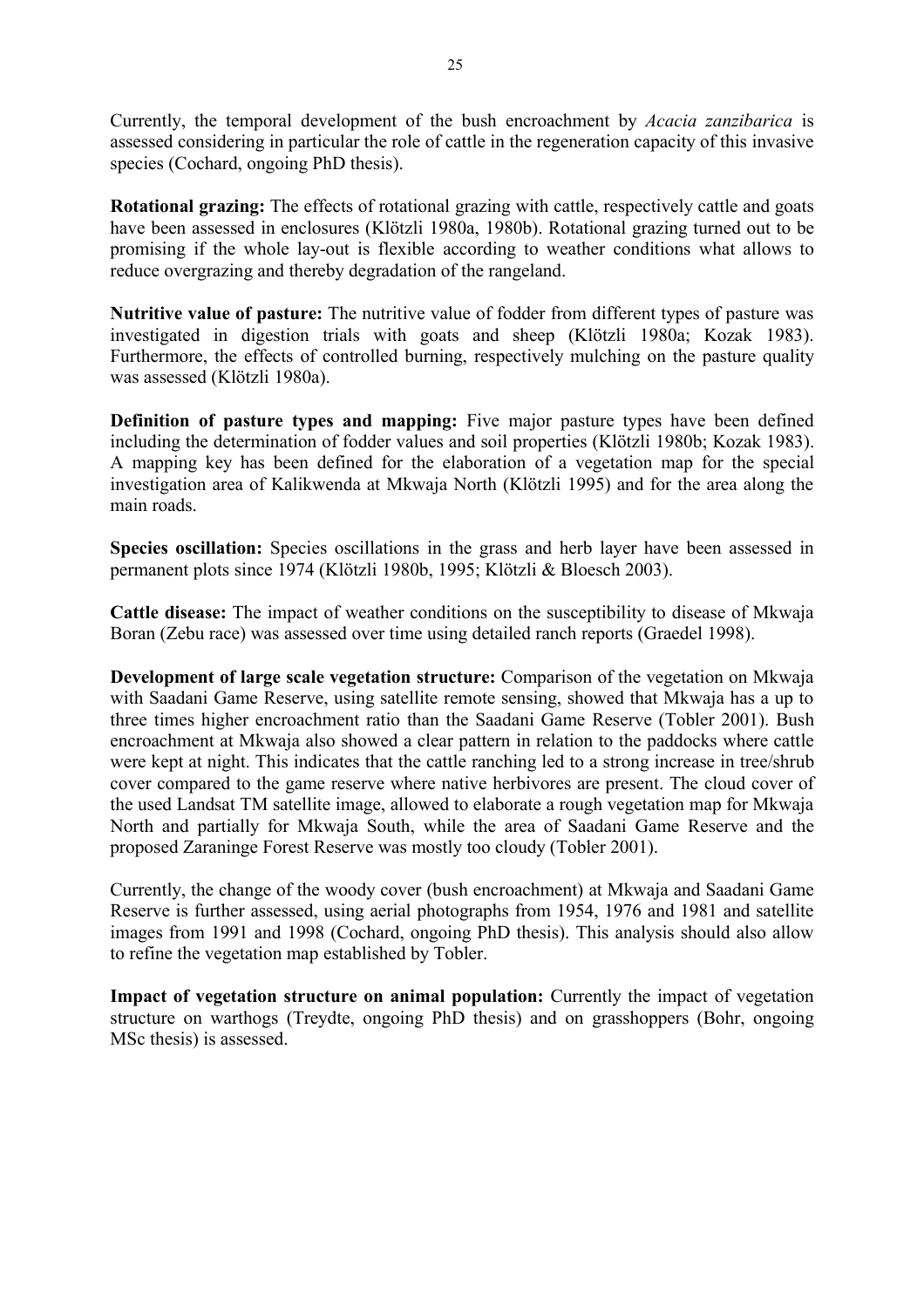Currently, the temporal development of the bush encroachment by *Acacia zanzibarica* is assessed considering in particular the role of cattle in the regeneration capacity of this invasive species (Cochard, ongoing PhD thesis).

**Rotational grazing:** The effects of rotational grazing with cattle, respectively cattle and goats have been assessed in enclosures (Klötzli 1980a, 1980b). Rotational grazing turned out to be promising if the whole lay-out is flexible according to weather conditions what allows to reduce overgrazing and thereby degradation of the rangeland.

**Nutritive value of pasture:** The nutritive value of fodder from different types of pasture was investigated in digestion trials with goats and sheep (Klötzli 1980a; Kozak 1983). Furthermore, the effects of controlled burning, respectively mulching on the pasture quality was assessed (Klötzli 1980a).

**Definition of pasture types and mapping:** Five major pasture types have been defined including the determination of fodder values and soil properties (Klötzli 1980b; Kozak 1983). A mapping key has been defined for the elaboration of a vegetation map for the special investigation area of Kalikwenda at Mkwaja North (Klötzli 1995) and for the area along the main roads.

**Species oscillation:** Species oscillations in the grass and herb layer have been assessed in permanent plots since 1974 (Klötzli 1980b, 1995; Klötzli & Bloesch 2003).

**Cattle disease:** The impact of weather conditions on the susceptibility to disease of Mkwaja Boran (Zebu race) was assessed over time using detailed ranch reports (Graedel 1998).

**Development of large scale vegetation structure:** Comparison of the vegetation on Mkwaja with Saadani Game Reserve, using satellite remote sensing, showed that Mkwaja has a up to three times higher encroachment ratio than the Saadani Game Reserve (Tobler 2001). Bush encroachment at Mkwaja also showed a clear pattern in relation to the paddocks where cattle were kept at night. This indicates that the cattle ranching led to a strong increase in tree/shrub cover compared to the game reserve where native herbivores are present. The cloud cover of the used Landsat TM satellite image, allowed to elaborate a rough vegetation map for Mkwaja North and partially for Mkwaja South, while the area of Saadani Game Reserve and the proposed Zaraninge Forest Reserve was mostly too cloudy (Tobler 2001).

Currently, the change of the woody cover (bush encroachment) at Mkwaja and Saadani Game Reserve is further assessed, using aerial photographs from 1954, 1976 and 1981 and satellite images from 1991 and 1998 (Cochard, ongoing PhD thesis). This analysis should also allow to refine the vegetation map established by Tobler.

**Impact of vegetation structure on animal population:** Currently the impact of vegetation structure on warthogs (Treydte, ongoing PhD thesis) and on grasshoppers (Bohr, ongoing MSc thesis) is assessed.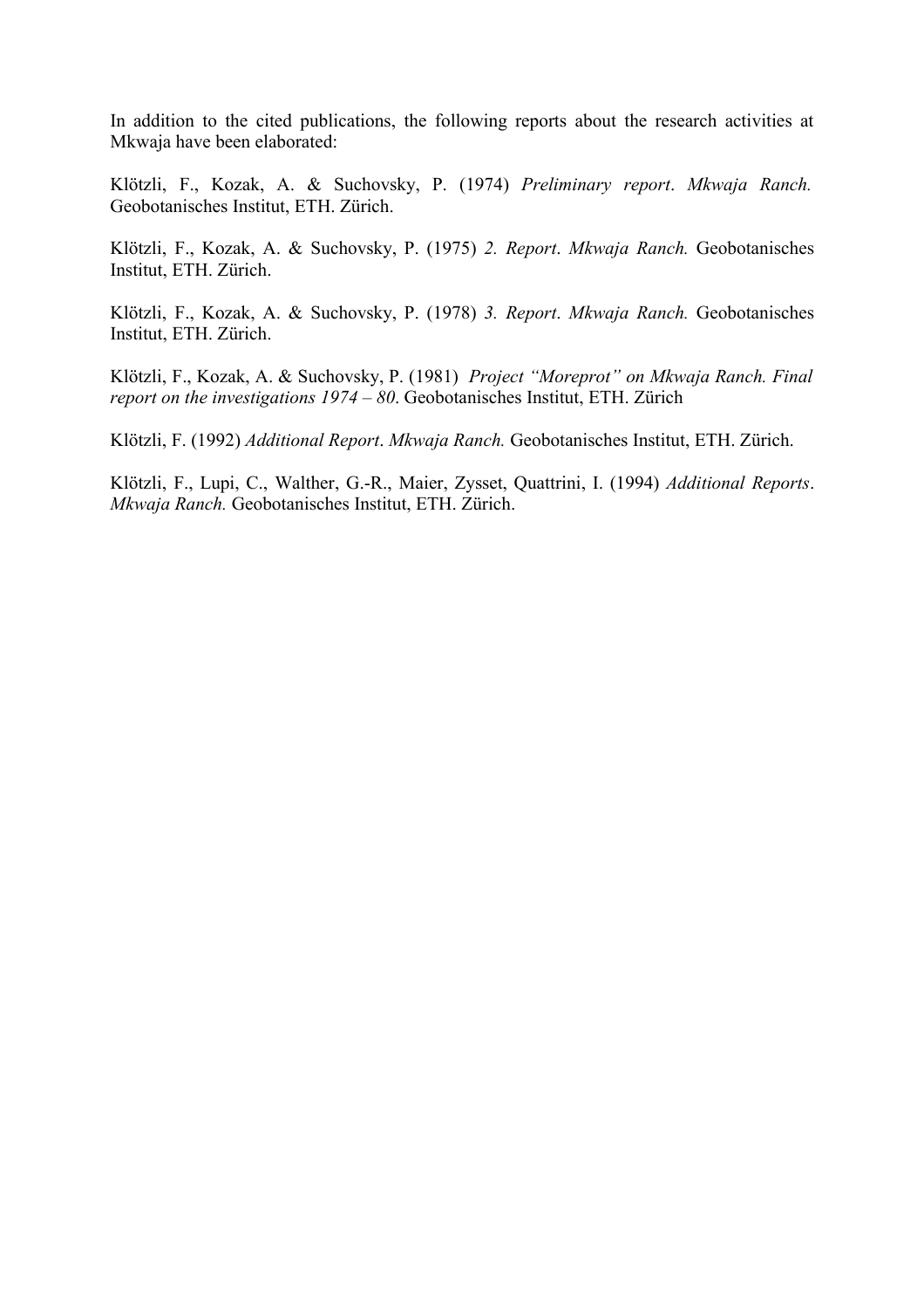In addition to the cited publications, the following reports about the research activities at Mkwaja have been elaborated:

Klötzli, F., Kozak, A. & Suchovsky, P. (1974) *Preliminary report*. *Mkwaja Ranch.* Geobotanisches Institut, ETH. Zürich.

Klötzli, F., Kozak, A. & Suchovsky, P. (1975) *2. Report*. *Mkwaja Ranch.* Geobotanisches Institut, ETH. Zürich.

Klötzli, F., Kozak, A. & Suchovsky, P. (1978) *3. Report*. *Mkwaja Ranch.* Geobotanisches Institut, ETH. Zürich.

Klötzli, F., Kozak, A. & Suchovsky, P. (1981) *Project "Moreprot" on Mkwaja Ranch. Final report on the investigations 1974 – 80*. Geobotanisches Institut, ETH. Zürich

Klötzli, F. (1992) *Additional Report*. *Mkwaja Ranch.* Geobotanisches Institut, ETH. Zürich.

Klötzli, F., Lupi, C., Walther, G.-R., Maier, Zysset, Quattrini, I. (1994) *Additional Reports*. *Mkwaja Ranch.* Geobotanisches Institut, ETH. Zürich.